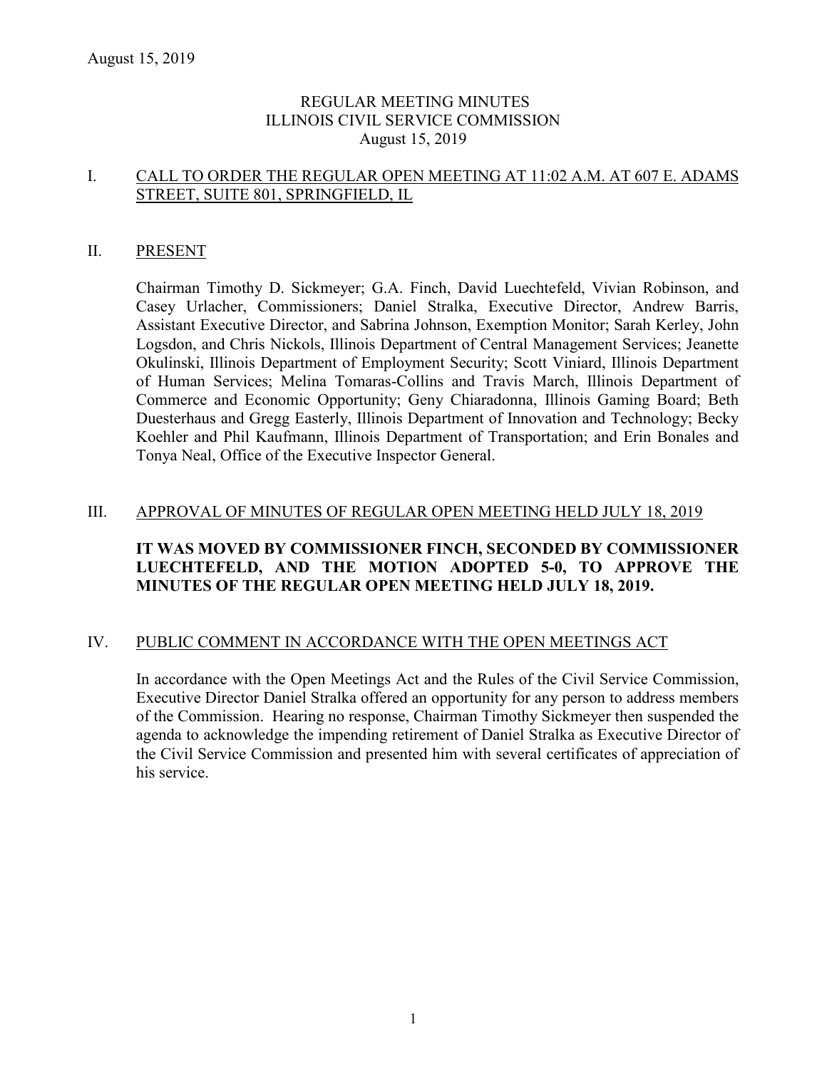# REGULAR MEETING MINUTES
# ILLINOIS CIVIL SERVICE COMMISSION
August 15, 2019

## I. CALL TO ORDER THE REGULAR OPEN MEETING AT 11:02 A.M. AT 607 E. ADAMS STREET, SUITE 801, SPRINGFIELD, IL

## II. PRESENT

Chairman Timothy D. Sickmeyer; G.A. Finch, David Luechtefeld, Vivian Robinson, and Casey Urlacher, Commissioners; Daniel Stralka, Executive Director, Andrew Barris, Assistant Executive Director, and Sabrina Johnson, Exemption Monitor; Sarah Kerley, John Logsdon, and Chris Nickols, Illinois Department of Central Management Services; Jeanette Okulinski, Illinois Department of Employment Security; Scott Viniard, Illinois Department of Human Services; Melina Tomaras-Collins and Travis March, Illinois Department of Commerce and Economic Opportunity; Geny Chiaradonna, Illinois Gaming Board; Beth Duesterhaus and Gregg Easterly, Illinois Department of Innovation and Technology; Becky Koehler and Phil Kaufmann, Illinois Department of Transportation; and Erin Bonales and Tonya Neal, Office of the Executive Inspector General.

## III. APPROVAL OF MINUTES OF REGULAR OPEN MEETING HELD JULY 18, 2019

**IT WAS MOVED BY COMMISSIONER FINCH, SECONDED BY COMMISSIONER LUECHTEFELD, AND THE MOTION ADOPTED 5-0, TO APPROVE THE MINUTES OF THE REGULAR OPEN MEETING HELD JULY 18, 2019.**

## IV. PUBLIC COMMENT IN ACCORDANCE WITH THE OPEN MEETINGS ACT

In accordance with the Open Meetings Act and the Rules of the Civil Service Commission, Executive Director Daniel Stralka offered an opportunity for any person to address members of the Commission. Hearing no response, Chairman Timothy Sickmeyer then suspended the agenda to acknowledge the impending retirement of Daniel Stralka as Executive Director of the Civil Service Commission and presented him with several certificates of appreciation of his service.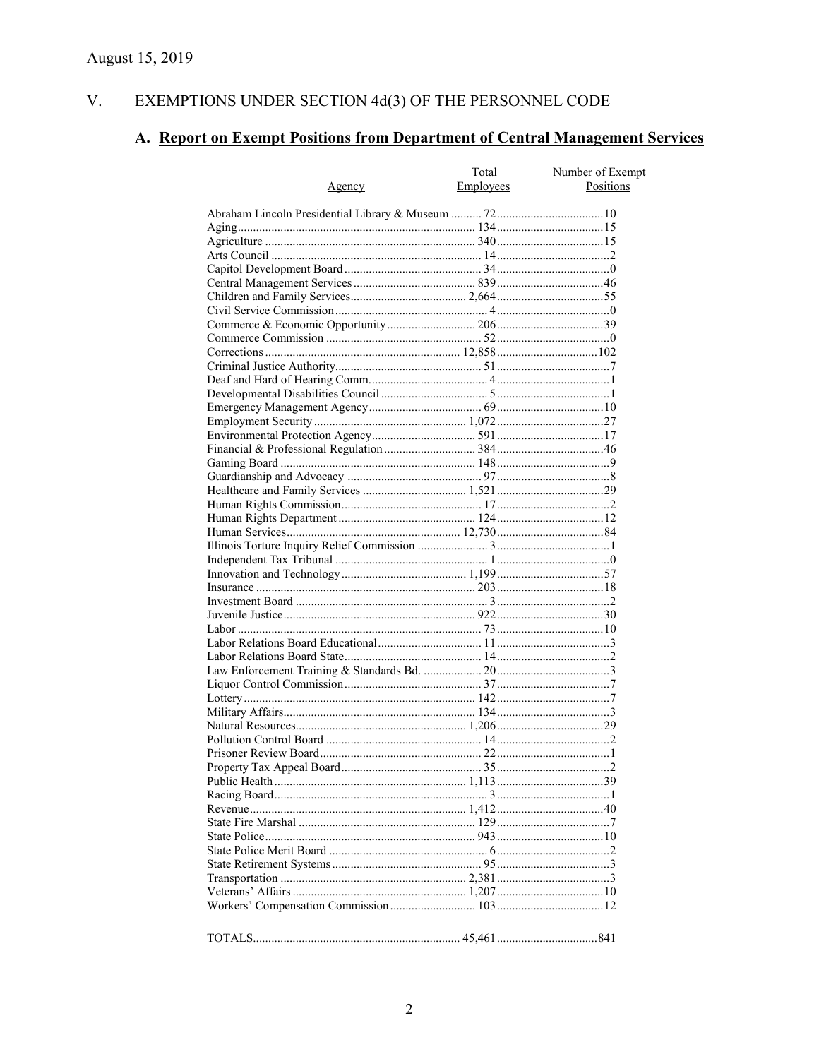August 15, 2019

## V. EXEMPTIONS UNDER SECTION 4d(3) OF THE PERSONNEL CODE

### A. Report on Exempt Positions from Department of Central Management Services

| Agency | Total Employees | Number of Exempt Positions |
|---|---|---|
| Abraham Lincoln Presidential Library & Museum | 72 | 10 |
| Aging | 134 | 15 |
| Agriculture | 340 | 15 |
| Arts Council | 14 | 2 |
| Capitol Development Board | 34 | 0 |
| Central Management Services | 839 | 46 |
| Children and Family Services | 2,664 | 55 |
| Civil Service Commission | 4 | 0 |
| Commerce & Economic Opportunity | 206 | 39 |
| Commerce Commission | 52 | 0 |
| Corrections | 12,858 | 102 |
| Criminal Justice Authority | 51 | 7 |
| Deaf and Hard of Hearing Comm. | 4 | 1 |
| Developmental Disabilities Council | 5 | 1 |
| Emergency Management Agency | 69 | 10 |
| Employment Security | 1,072 | 27 |
| Environmental Protection Agency | 591 | 17 |
| Financial & Professional Regulation | 384 | 46 |
| Gaming Board | 148 | 9 |
| Guardianship and Advocacy | 97 | 8 |
| Healthcare and Family Services | 1,521 | 29 |
| Human Rights Commission | 17 | 2 |
| Human Rights Department | 124 | 12 |
| Human Services | 12,730 | 84 |
| Illinois Torture Inquiry Relief Commission | 3 | 1 |
| Independent Tax Tribunal | 1 | 0 |
| Innovation and Technology | 1,199 | 57 |
| Insurance | 203 | 18 |
| Investment Board | 3 | 2 |
| Juvenile Justice | 922 | 30 |
| Labor | 73 | 10 |
| Labor Relations Board Educational | 11 | 3 |
| Labor Relations Board State | 14 | 2 |
| Law Enforcement Training & Standards Bd. | 20 | 3 |
| Liquor Control Commission | 37 | 7 |
| Lottery | 142 | 7 |
| Military Affairs | 134 | 3 |
| Natural Resources | 1,206 | 29 |
| Pollution Control Board | 14 | 2 |
| Prisoner Review Board | 22 | 1 |
| Property Tax Appeal Board | 35 | 2 |
| Public Health | 1,113 | 39 |
| Racing Board | 3 | 1 |
| Revenue | 1,412 | 40 |
| State Fire Marshal | 129 | 7 |
| State Police | 943 | 10 |
| State Police Merit Board | 6 | 2 |
| State Retirement Systems | 95 | 3 |
| Transportation | 2,381 | 3 |
| Veterans' Affairs | 1,207 | 10 |
| Workers' Compensation Commission | 103 | 12 |
| TOTALS | 45,461 | 841 |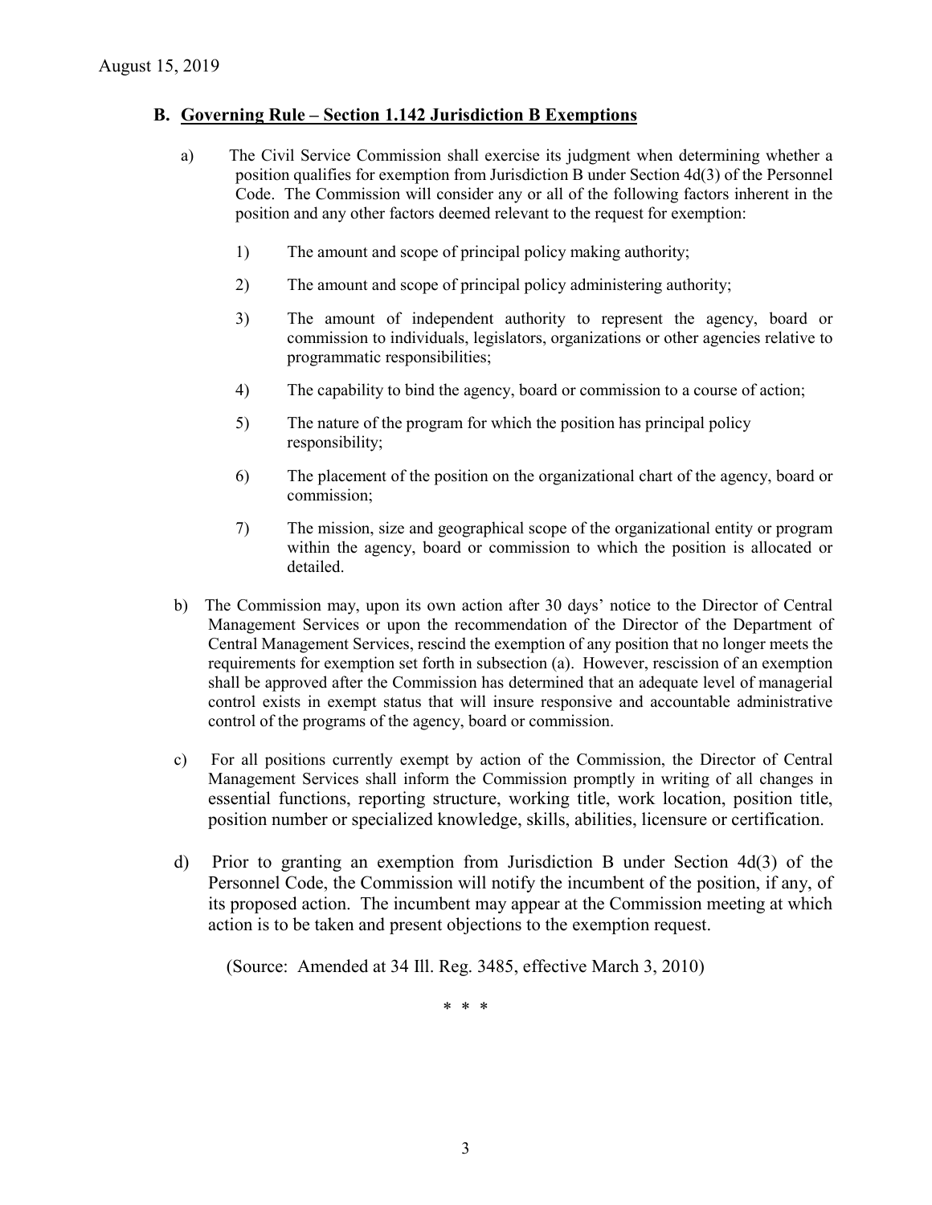## B. Governing Rule – Section 1.142 Jurisdiction B Exemptions

a) The Civil Service Commission shall exercise its judgment when determining whether a position qualifies for exemption from Jurisdiction B under Section 4d(3) of the Personnel Code. The Commission will consider any or all of the following factors inherent in the position and any other factors deemed relevant to the request for exemption:

1) The amount and scope of principal policy making authority;

2) The amount and scope of principal policy administering authority;

3) The amount of independent authority to represent the agency, board or commission to individuals, legislators, organizations or other agencies relative to programmatic responsibilities;

4) The capability to bind the agency, board or commission to a course of action;

5) The nature of the program for which the position has principal policy responsibility;

6) The placement of the position on the organizational chart of the agency, board or commission;

7) The mission, size and geographical scope of the organizational entity or program within the agency, board or commission to which the position is allocated or detailed.

b) The Commission may, upon its own action after 30 days' notice to the Director of Central Management Services or upon the recommendation of the Director of the Department of Central Management Services, rescind the exemption of any position that no longer meets the requirements for exemption set forth in subsection (a). However, rescission of an exemption shall be approved after the Commission has determined that an adequate level of managerial control exists in exempt status that will insure responsive and accountable administrative control of the programs of the agency, board or commission.

c) For all positions currently exempt by action of the Commission, the Director of Central Management Services shall inform the Commission promptly in writing of all changes in essential functions, reporting structure, working title, work location, position title, position number or specialized knowledge, skills, abilities, licensure or certification.

d) Prior to granting an exemption from Jurisdiction B under Section 4d(3) of the Personnel Code, the Commission will notify the incumbent of the position, if any, of its proposed action. The incumbent may appear at the Commission meeting at which action is to be taken and present objections to the exemption request.

(Source: Amended at 34 Ill. Reg. 3485, effective March 3, 2010)

\* \* \*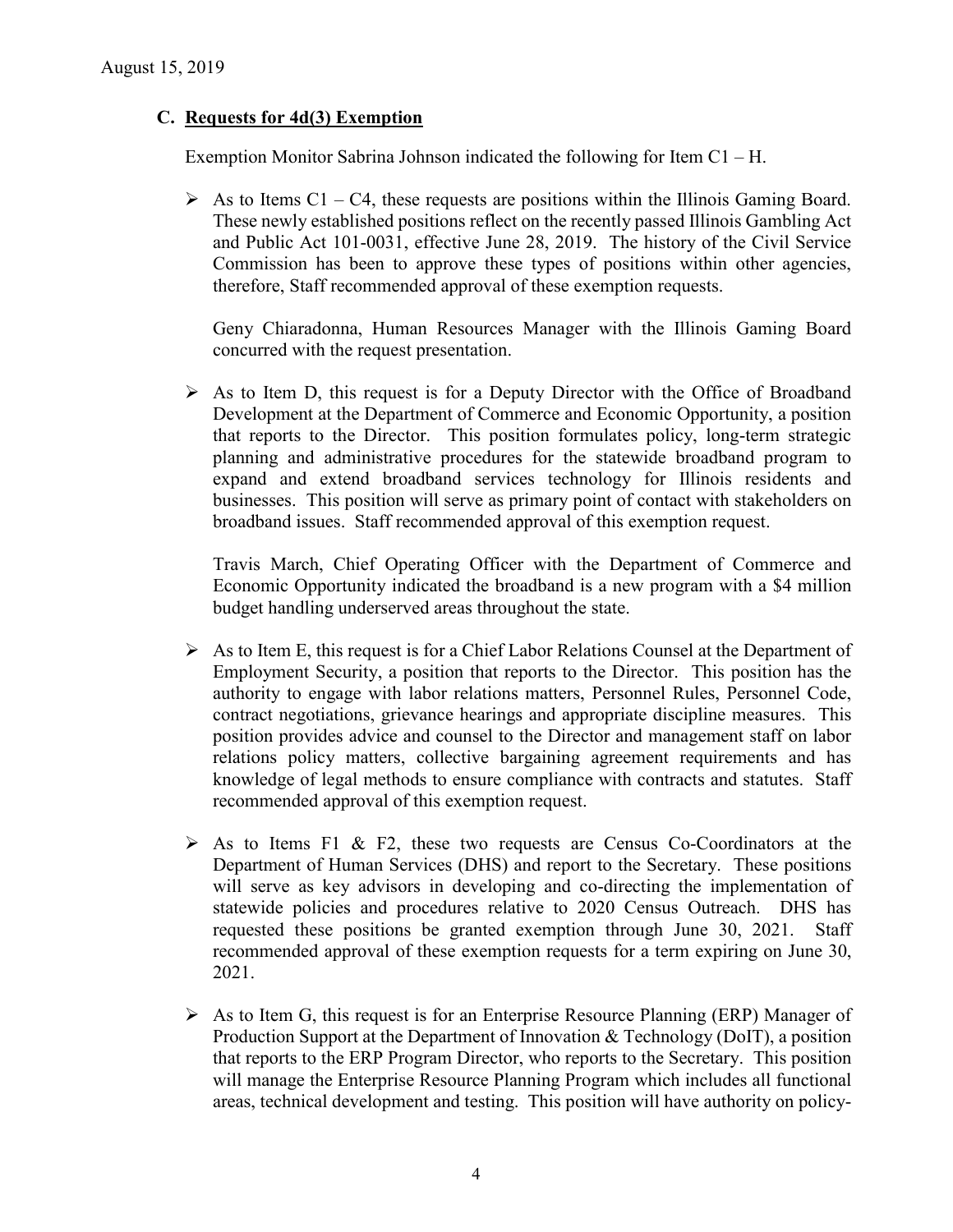August 15, 2019

### C. Requests for 4d(3) Exemption

Exemption Monitor Sabrina Johnson indicated the following for Item C1 – H.

- As to Items C1 – C4, these requests are positions within the Illinois Gaming Board. These newly established positions reflect on the recently passed Illinois Gambling Act and Public Act 101-0031, effective June 28, 2019. The history of the Civil Service Commission has been to approve these types of positions within other agencies, therefore, Staff recommended approval of these exemption requests.

  Geny Chiaradonna, Human Resources Manager with the Illinois Gaming Board concurred with the request presentation.

- As to Item D, this request is for a Deputy Director with the Office of Broadband Development at the Department of Commerce and Economic Opportunity, a position that reports to the Director. This position formulates policy, long-term strategic planning and administrative procedures for the statewide broadband program to expand and extend broadband services technology for Illinois residents and businesses. This position will serve as primary point of contact with stakeholders on broadband issues. Staff recommended approval of this exemption request.

  Travis March, Chief Operating Officer with the Department of Commerce and Economic Opportunity indicated the broadband is a new program with a $4 million budget handling underserved areas throughout the state.

- As to Item E, this request is for a Chief Labor Relations Counsel at the Department of Employment Security, a position that reports to the Director. This position has the authority to engage with labor relations matters, Personnel Rules, Personnel Code, contract negotiations, grievance hearings and appropriate discipline measures. This position provides advice and counsel to the Director and management staff on labor relations policy matters, collective bargaining agreement requirements and has knowledge of legal methods to ensure compliance with contracts and statutes. Staff recommended approval of this exemption request.

- As to Items F1 & F2, these two requests are Census Co-Coordinators at the Department of Human Services (DHS) and report to the Secretary. These positions will serve as key advisors in developing and co-directing the implementation of statewide policies and procedures relative to 2020 Census Outreach. DHS has requested these positions be granted exemption through June 30, 2021. Staff recommended approval of these exemption requests for a term expiring on June 30, 2021.

- As to Item G, this request is for an Enterprise Resource Planning (ERP) Manager of Production Support at the Department of Innovation & Technology (DoIT), a position that reports to the ERP Program Director, who reports to the Secretary. This position will manage the Enterprise Resource Planning Program which includes all functional areas, technical development and testing. This position will have authority on policy-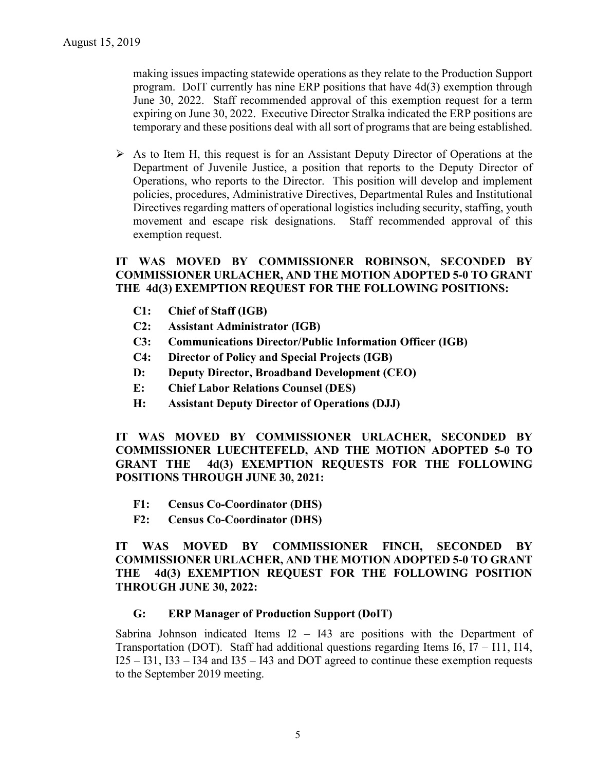making issues impacting statewide operations as they relate to the Production Support program. DoIT currently has nine ERP positions that have 4d(3) exemption through June 30, 2022. Staff recommended approval of this exemption request for a term expiring on June 30, 2022. Executive Director Stralka indicated the ERP positions are temporary and these positions deal with all sort of programs that are being established.

- As to Item H, this request is for an Assistant Deputy Director of Operations at the Department of Juvenile Justice, a position that reports to the Deputy Director of Operations, who reports to the Director. This position will develop and implement policies, procedures, Administrative Directives, Departmental Rules and Institutional Directives regarding matters of operational logistics including security, staffing, youth movement and escape risk designations. Staff recommended approval of this exemption request.

**IT WAS MOVED BY COMMISSIONER ROBINSON, SECONDED BY COMMISSIONER URLACHER, AND THE MOTION ADOPTED 5-0 TO GRANT THE 4d(3) EXEMPTION REQUEST FOR THE FOLLOWING POSITIONS:**

- **C1: Chief of Staff (IGB)**
- **C2: Assistant Administrator (IGB)**
- **C3: Communications Director/Public Information Officer (IGB)**
- **C4: Director of Policy and Special Projects (IGB)**
- **D: Deputy Director, Broadband Development (CEO)**
- **E: Chief Labor Relations Counsel (DES)**
- **H: Assistant Deputy Director of Operations (DJJ)**

**IT WAS MOVED BY COMMISSIONER URLACHER, SECONDED BY COMMISSIONER LUECHTEFELD, AND THE MOTION ADOPTED 5-0 TO GRANT THE 4d(3) EXEMPTION REQUESTS FOR THE FOLLOWING POSITIONS THROUGH JUNE 30, 2021:**

- **F1: Census Co-Coordinator (DHS)**
- **F2: Census Co-Coordinator (DHS)**

**IT WAS MOVED BY COMMISSIONER FINCH, SECONDED BY COMMISSIONER URLACHER, AND THE MOTION ADOPTED 5-0 TO GRANT THE 4d(3) EXEMPTION REQUEST FOR THE FOLLOWING POSITION THROUGH JUNE 30, 2022:**

- **G: ERP Manager of Production Support (DoIT)**

Sabrina Johnson indicated Items I2 – I43 are positions with the Department of Transportation (DOT). Staff had additional questions regarding Items I6, I7 – I11, I14, I25 – I31, I33 – I34 and I35 – I43 and DOT agreed to continue these exemption requests to the September 2019 meeting.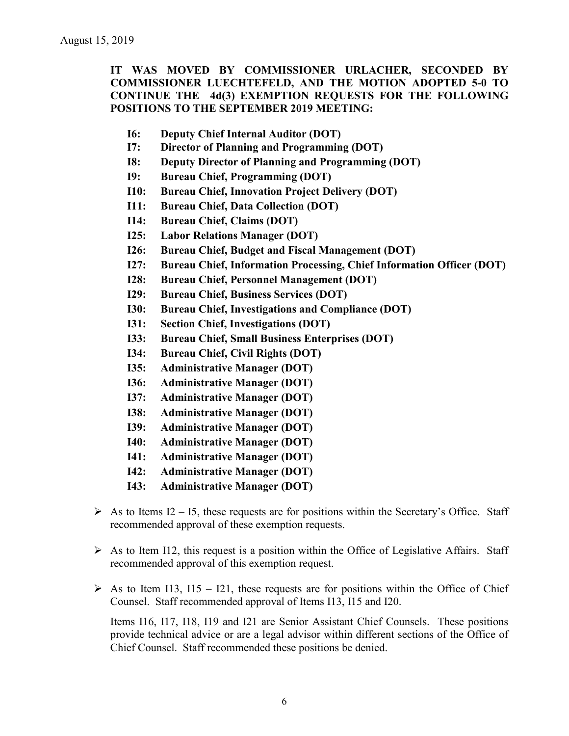August 15, 2019

**IT WAS MOVED BY COMMISSIONER URLACHER, SECONDED BY COMMISSIONER LUECHTEFELD, AND THE MOTION ADOPTED 5-0 TO CONTINUE THE 4d(3) EXEMPTION REQUESTS FOR THE FOLLOWING POSITIONS TO THE SEPTEMBER 2019 MEETING:**

- **I6: Deputy Chief Internal Auditor (DOT)**
- **I7: Director of Planning and Programming (DOT)**
- **I8: Deputy Director of Planning and Programming (DOT)**
- **I9: Bureau Chief, Programming (DOT)**
- **I10: Bureau Chief, Innovation Project Delivery (DOT)**
- **I11: Bureau Chief, Data Collection (DOT)**
- **I14: Bureau Chief, Claims (DOT)**
- **I25: Labor Relations Manager (DOT)**
- **I26: Bureau Chief, Budget and Fiscal Management (DOT)**
- **I27: Bureau Chief, Information Processing, Chief Information Officer (DOT)**
- **I28: Bureau Chief, Personnel Management (DOT)**
- **I29: Bureau Chief, Business Services (DOT)**
- **I30: Bureau Chief, Investigations and Compliance (DOT)**
- **I31: Section Chief, Investigations (DOT)**
- **I33: Bureau Chief, Small Business Enterprises (DOT)**
- **I34: Bureau Chief, Civil Rights (DOT)**
- **I35: Administrative Manager (DOT)**
- **I36: Administrative Manager (DOT)**
- **I37: Administrative Manager (DOT)**
- **I38: Administrative Manager (DOT)**
- **I39: Administrative Manager (DOT)**
- **I40: Administrative Manager (DOT)**
- **I41: Administrative Manager (DOT)**
- **I42: Administrative Manager (DOT)**
- **I43: Administrative Manager (DOT)**

- As to Items I2 – I5, these requests are for positions within the Secretary's Office. Staff recommended approval of these exemption requests.

- As to Item I12, this request is a position within the Office of Legislative Affairs. Staff recommended approval of this exemption request.

- As to Item I13, I15 – I21, these requests are for positions within the Office of Chief Counsel. Staff recommended approval of Items I13, I15 and I20.

  Items I16, I17, I18, I19 and I21 are Senior Assistant Chief Counsels. These positions provide technical advice or are a legal advisor within different sections of the Office of Chief Counsel. Staff recommended these positions be denied.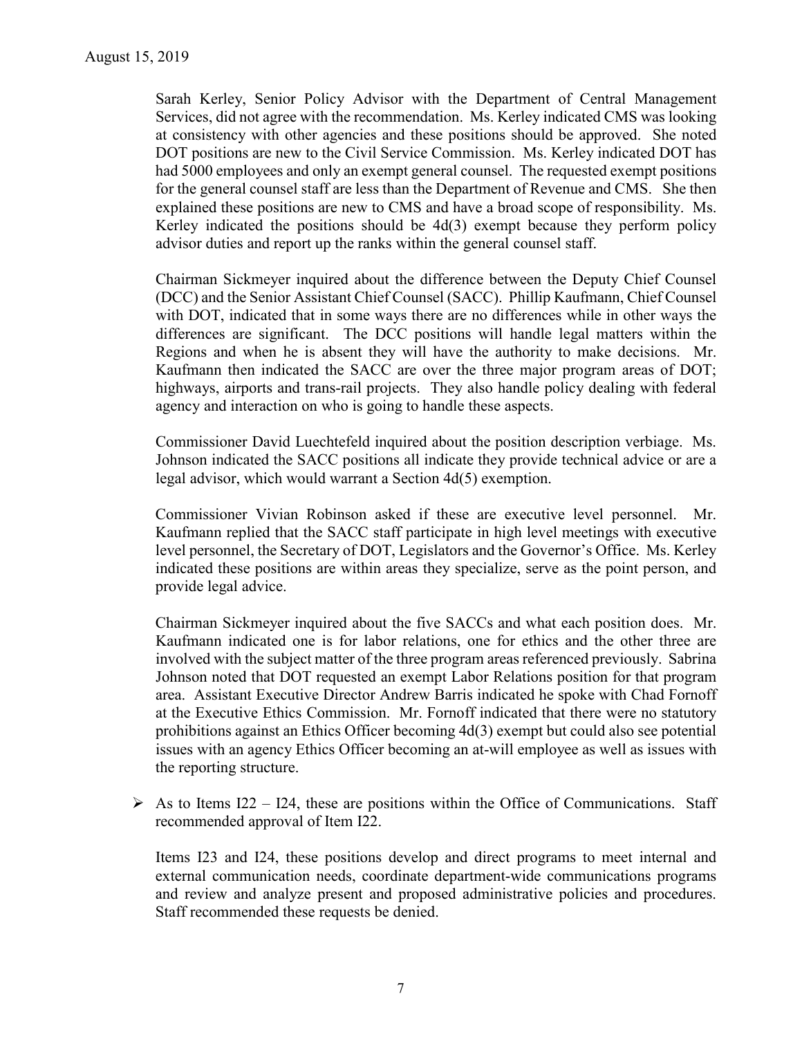Sarah Kerley, Senior Policy Advisor with the Department of Central Management Services, did not agree with the recommendation. Ms. Kerley indicated CMS was looking at consistency with other agencies and these positions should be approved. She noted DOT positions are new to the Civil Service Commission. Ms. Kerley indicated DOT has had 5000 employees and only an exempt general counsel. The requested exempt positions for the general counsel staff are less than the Department of Revenue and CMS. She then explained these positions are new to CMS and have a broad scope of responsibility. Ms. Kerley indicated the positions should be 4d(3) exempt because they perform policy advisor duties and report up the ranks within the general counsel staff.

Chairman Sickmeyer inquired about the difference between the Deputy Chief Counsel (DCC) and the Senior Assistant Chief Counsel (SACC). Phillip Kaufmann, Chief Counsel with DOT, indicated that in some ways there are no differences while in other ways the differences are significant. The DCC positions will handle legal matters within the Regions and when he is absent they will have the authority to make decisions. Mr. Kaufmann then indicated the SACC are over the three major program areas of DOT; highways, airports and trans-rail projects. They also handle policy dealing with federal agency and interaction on who is going to handle these aspects.

Commissioner David Luechtefeld inquired about the position description verbiage. Ms. Johnson indicated the SACC positions all indicate they provide technical advice or are a legal advisor, which would warrant a Section 4d(5) exemption.

Commissioner Vivian Robinson asked if these are executive level personnel. Mr. Kaufmann replied that the SACC staff participate in high level meetings with executive level personnel, the Secretary of DOT, Legislators and the Governor's Office. Ms. Kerley indicated these positions are within areas they specialize, serve as the point person, and provide legal advice.

Chairman Sickmeyer inquired about the five SACCs and what each position does. Mr. Kaufmann indicated one is for labor relations, one for ethics and the other three are involved with the subject matter of the three program areas referenced previously. Sabrina Johnson noted that DOT requested an exempt Labor Relations position for that program area. Assistant Executive Director Andrew Barris indicated he spoke with Chad Fornoff at the Executive Ethics Commission. Mr. Fornoff indicated that there were no statutory prohibitions against an Ethics Officer becoming 4d(3) exempt but could also see potential issues with an agency Ethics Officer becoming an at-will employee as well as issues with the reporting structure.

- As to Items I22 – I24, these are positions within the Office of Communications. Staff recommended approval of Item I22.

  Items I23 and I24, these positions develop and direct programs to meet internal and external communication needs, coordinate department-wide communications programs and review and analyze present and proposed administrative policies and procedures. Staff recommended these requests be denied.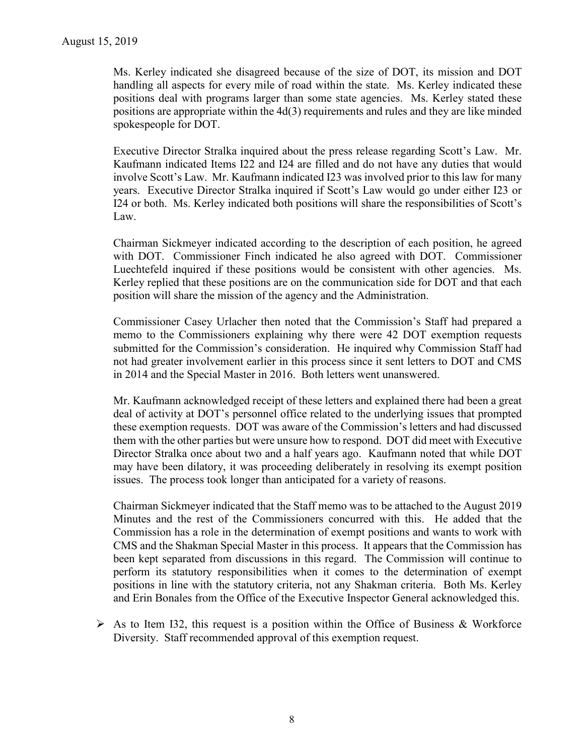Ms. Kerley indicated she disagreed because of the size of DOT, its mission and DOT handling all aspects for every mile of road within the state. Ms. Kerley indicated these positions deal with programs larger than some state agencies. Ms. Kerley stated these positions are appropriate within the 4d(3) requirements and rules and they are like minded spokespeople for DOT.

Executive Director Stralka inquired about the press release regarding Scott's Law. Mr. Kaufmann indicated Items I22 and I24 are filled and do not have any duties that would involve Scott's Law. Mr. Kaufmann indicated I23 was involved prior to this law for many years. Executive Director Stralka inquired if Scott's Law would go under either I23 or I24 or both. Ms. Kerley indicated both positions will share the responsibilities of Scott's Law.

Chairman Sickmeyer indicated according to the description of each position, he agreed with DOT. Commissioner Finch indicated he also agreed with DOT. Commissioner Luechtefeld inquired if these positions would be consistent with other agencies. Ms. Kerley replied that these positions are on the communication side for DOT and that each position will share the mission of the agency and the Administration.

Commissioner Casey Urlacher then noted that the Commission's Staff had prepared a memo to the Commissioners explaining why there were 42 DOT exemption requests submitted for the Commission's consideration. He inquired why Commission Staff had not had greater involvement earlier in this process since it sent letters to DOT and CMS in 2014 and the Special Master in 2016. Both letters went unanswered.

Mr. Kaufmann acknowledged receipt of these letters and explained there had been a great deal of activity at DOT's personnel office related to the underlying issues that prompted these exemption requests. DOT was aware of the Commission's letters and had discussed them with the other parties but were unsure how to respond. DOT did meet with Executive Director Stralka once about two and a half years ago. Kaufmann noted that while DOT may have been dilatory, it was proceeding deliberately in resolving its exempt position issues. The process took longer than anticipated for a variety of reasons.

Chairman Sickmeyer indicated that the Staff memo was to be attached to the August 2019 Minutes and the rest of the Commissioners concurred with this. He added that the Commission has a role in the determination of exempt positions and wants to work with CMS and the Shakman Special Master in this process. It appears that the Commission has been kept separated from discussions in this regard. The Commission will continue to perform its statutory responsibilities when it comes to the determination of exempt positions in line with the statutory criteria, not any Shakman criteria. Both Ms. Kerley and Erin Bonales from the Office of the Executive Inspector General acknowledged this.

- As to Item I32, this request is a position within the Office of Business & Workforce Diversity. Staff recommended approval of this exemption request.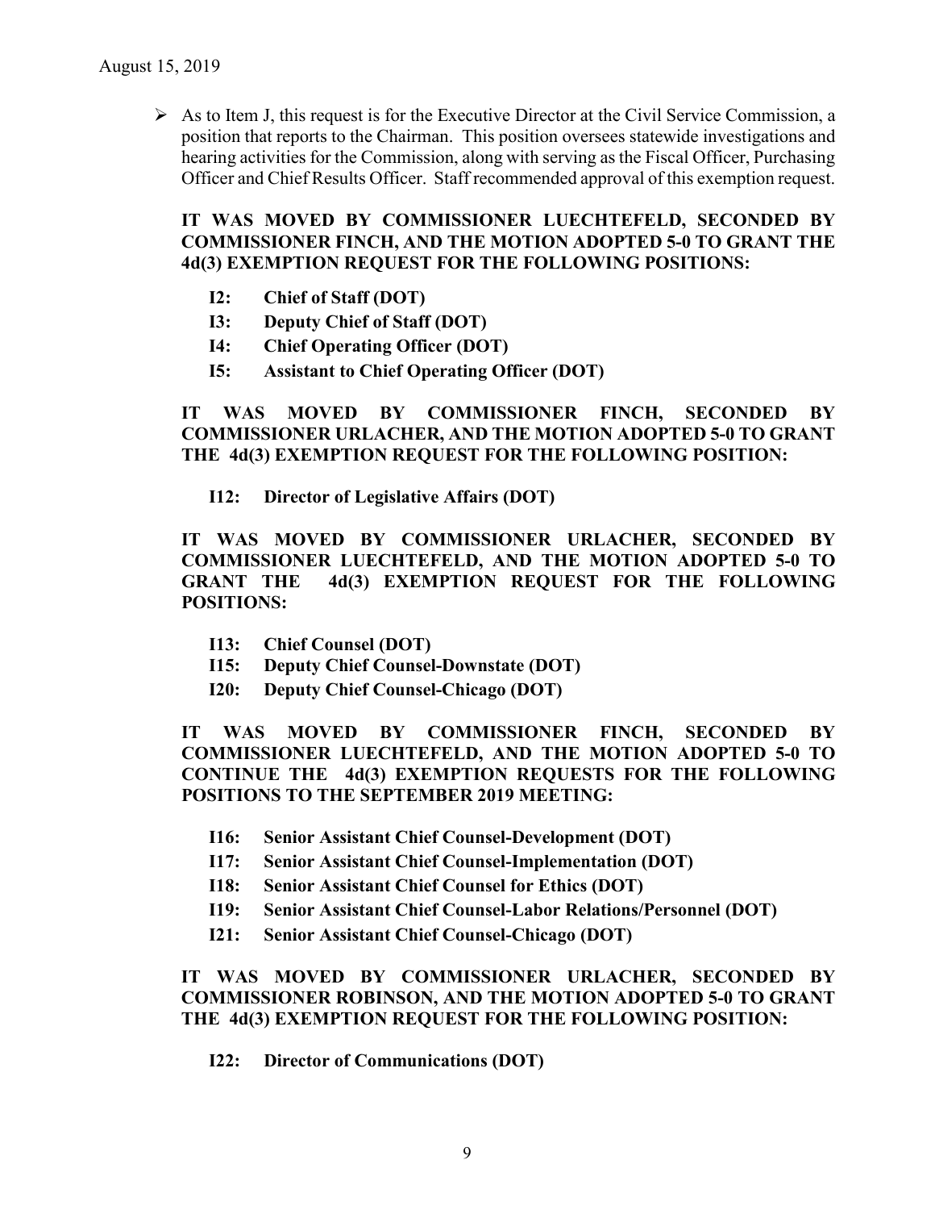- As to Item J, this request is for the Executive Director at the Civil Service Commission, a position that reports to the Chairman. This position oversees statewide investigations and hearing activities for the Commission, along with serving as the Fiscal Officer, Purchasing Officer and Chief Results Officer. Staff recommended approval of this exemption request.

**IT WAS MOVED BY COMMISSIONER LUECHTEFELD, SECONDED BY COMMISSIONER FINCH, AND THE MOTION ADOPTED 5-0 TO GRANT THE 4d(3) EXEMPTION REQUEST FOR THE FOLLOWING POSITIONS:**

- **I2: Chief of Staff (DOT)**
- **I3: Deputy Chief of Staff (DOT)**
- **I4: Chief Operating Officer (DOT)**
- **I5: Assistant to Chief Operating Officer (DOT)**

**IT WAS MOVED BY COMMISSIONER FINCH, SECONDED BY COMMISSIONER URLACHER, AND THE MOTION ADOPTED 5-0 TO GRANT THE 4d(3) EXEMPTION REQUEST FOR THE FOLLOWING POSITION:**

- **I12: Director of Legislative Affairs (DOT)**

**IT WAS MOVED BY COMMISSIONER URLACHER, SECONDED BY COMMISSIONER LUECHTEFELD, AND THE MOTION ADOPTED 5-0 TO GRANT THE 4d(3) EXEMPTION REQUEST FOR THE FOLLOWING POSITIONS:**

- **I13: Chief Counsel (DOT)**
- **I15: Deputy Chief Counsel-Downstate (DOT)**
- **I20: Deputy Chief Counsel-Chicago (DOT)**

**IT WAS MOVED BY COMMISSIONER FINCH, SECONDED BY COMMISSIONER LUECHTEFELD, AND THE MOTION ADOPTED 5-0 TO CONTINUE THE 4d(3) EXEMPTION REQUESTS FOR THE FOLLOWING POSITIONS TO THE SEPTEMBER 2019 MEETING:**

- **I16: Senior Assistant Chief Counsel-Development (DOT)**
- **I17: Senior Assistant Chief Counsel-Implementation (DOT)**
- **I18: Senior Assistant Chief Counsel for Ethics (DOT)**
- **I19: Senior Assistant Chief Counsel-Labor Relations/Personnel (DOT)**
- **I21: Senior Assistant Chief Counsel-Chicago (DOT)**

**IT WAS MOVED BY COMMISSIONER URLACHER, SECONDED BY COMMISSIONER ROBINSON, AND THE MOTION ADOPTED 5-0 TO GRANT THE 4d(3) EXEMPTION REQUEST FOR THE FOLLOWING POSITION:**

- **I22: Director of Communications (DOT)**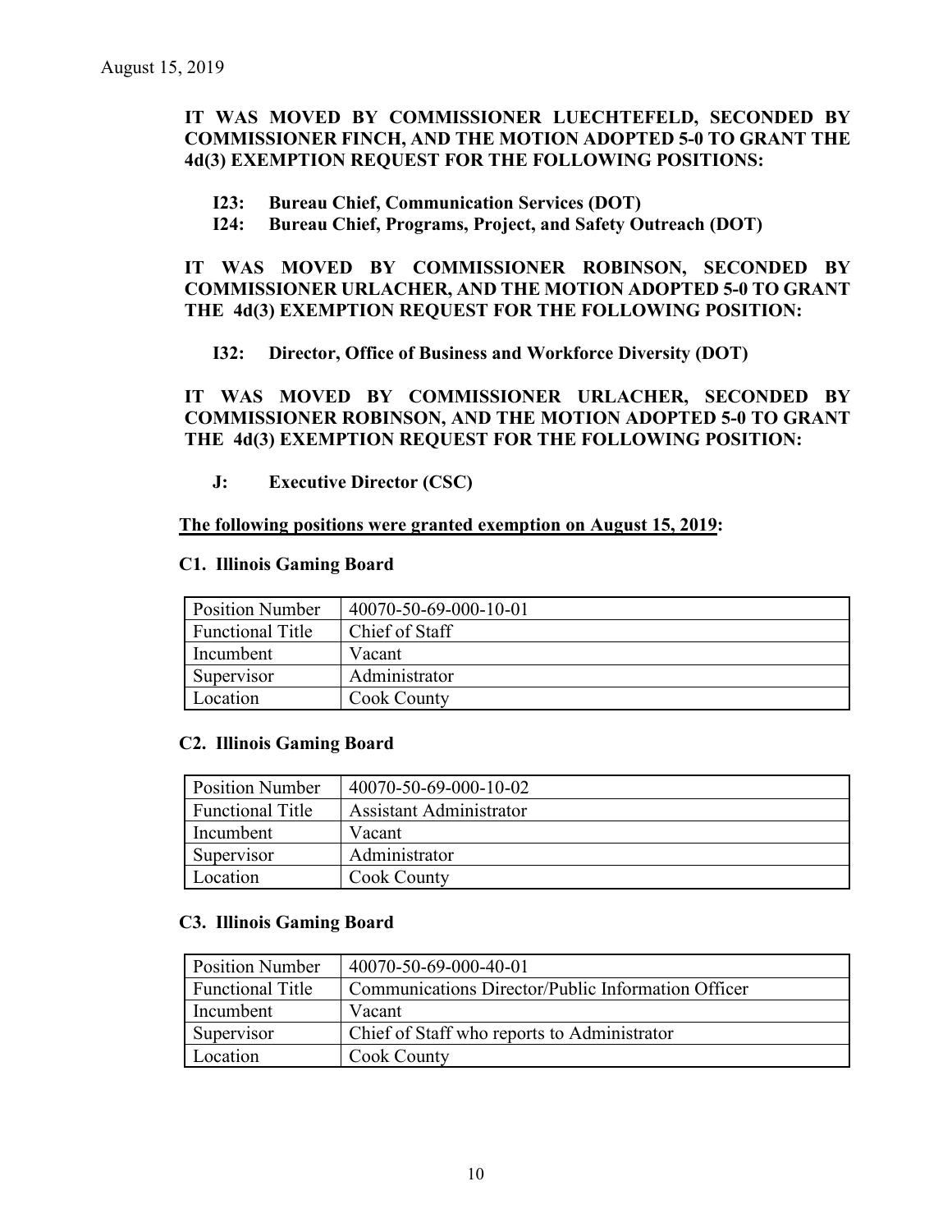**IT WAS MOVED BY COMMISSIONER LUECHTEFELD, SECONDED BY COMMISSIONER FINCH, AND THE MOTION ADOPTED 5-0 TO GRANT THE 4d(3) EXEMPTION REQUEST FOR THE FOLLOWING POSITIONS:**

- **I23: Bureau Chief, Communication Services (DOT)**
- **I24: Bureau Chief, Programs, Project, and Safety Outreach (DOT)**

**IT WAS MOVED BY COMMISSIONER ROBINSON, SECONDED BY COMMISSIONER URLACHER, AND THE MOTION ADOPTED 5-0 TO GRANT THE 4d(3) EXEMPTION REQUEST FOR THE FOLLOWING POSITION:**

- **I32: Director, Office of Business and Workforce Diversity (DOT)**

**IT WAS MOVED BY COMMISSIONER URLACHER, SECONDED BY COMMISSIONER ROBINSON, AND THE MOTION ADOPTED 5-0 TO GRANT THE 4d(3) EXEMPTION REQUEST FOR THE FOLLOWING POSITION:**

- **J: Executive Director (CSC)**

**The following positions were granted exemption on August 15, 2019:**

**C1. Illinois Gaming Board**

| Position Number | 40070-50-69-000-10-01 |
|---|---|
| Functional Title | Chief of Staff |
| Incumbent | Vacant |
| Supervisor | Administrator |
| Location | Cook County |

**C2. Illinois Gaming Board**

| Position Number | 40070-50-69-000-10-02 |
|---|---|
| Functional Title | Assistant Administrator |
| Incumbent | Vacant |
| Supervisor | Administrator |
| Location | Cook County |

**C3. Illinois Gaming Board**

| Position Number | 40070-50-69-000-40-01 |
|---|---|
| Functional Title | Communications Director/Public Information Officer |
| Incumbent | Vacant |
| Supervisor | Chief of Staff who reports to Administrator |
| Location | Cook County |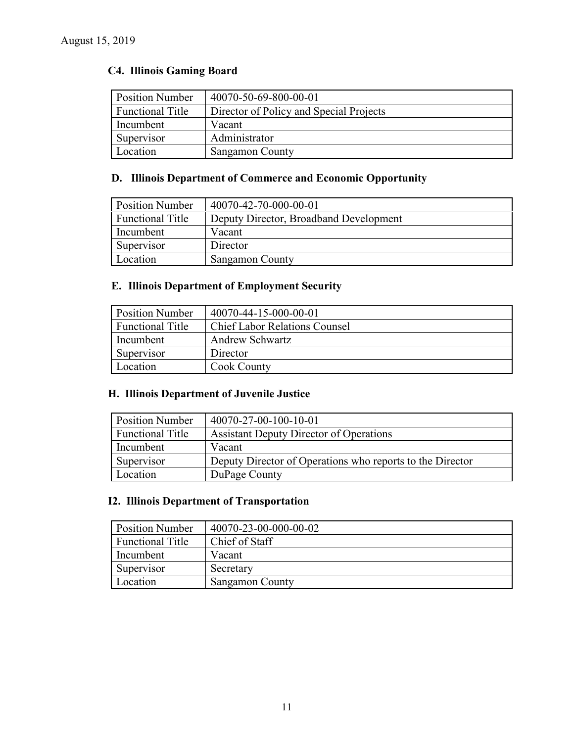### C4. Illinois Gaming Board

| Position Number | 40070-50-69-800-00-01 |
|---|---|
| Functional Title | Director of Policy and Special Projects |
| Incumbent | Vacant |
| Supervisor | Administrator |
| Location | Sangamon County |

### D. Illinois Department of Commerce and Economic Opportunity

| Position Number | 40070-42-70-000-00-01 |
|---|---|
| Functional Title | Deputy Director, Broadband Development |
| Incumbent | Vacant |
| Supervisor | Director |
| Location | Sangamon County |

### E. Illinois Department of Employment Security

| Position Number | 40070-44-15-000-00-01 |
|---|---|
| Functional Title | Chief Labor Relations Counsel |
| Incumbent | Andrew Schwartz |
| Supervisor | Director |
| Location | Cook County |

### H. Illinois Department of Juvenile Justice

| Position Number | 40070-27-00-100-10-01 |
|---|---|
| Functional Title | Assistant Deputy Director of Operations |
| Incumbent | Vacant |
| Supervisor | Deputy Director of Operations who reports to the Director |
| Location | DuPage County |

### I2. Illinois Department of Transportation

| Position Number | 40070-23-00-000-00-02 |
|---|---|
| Functional Title | Chief of Staff |
| Incumbent | Vacant |
| Supervisor | Secretary |
| Location | Sangamon County |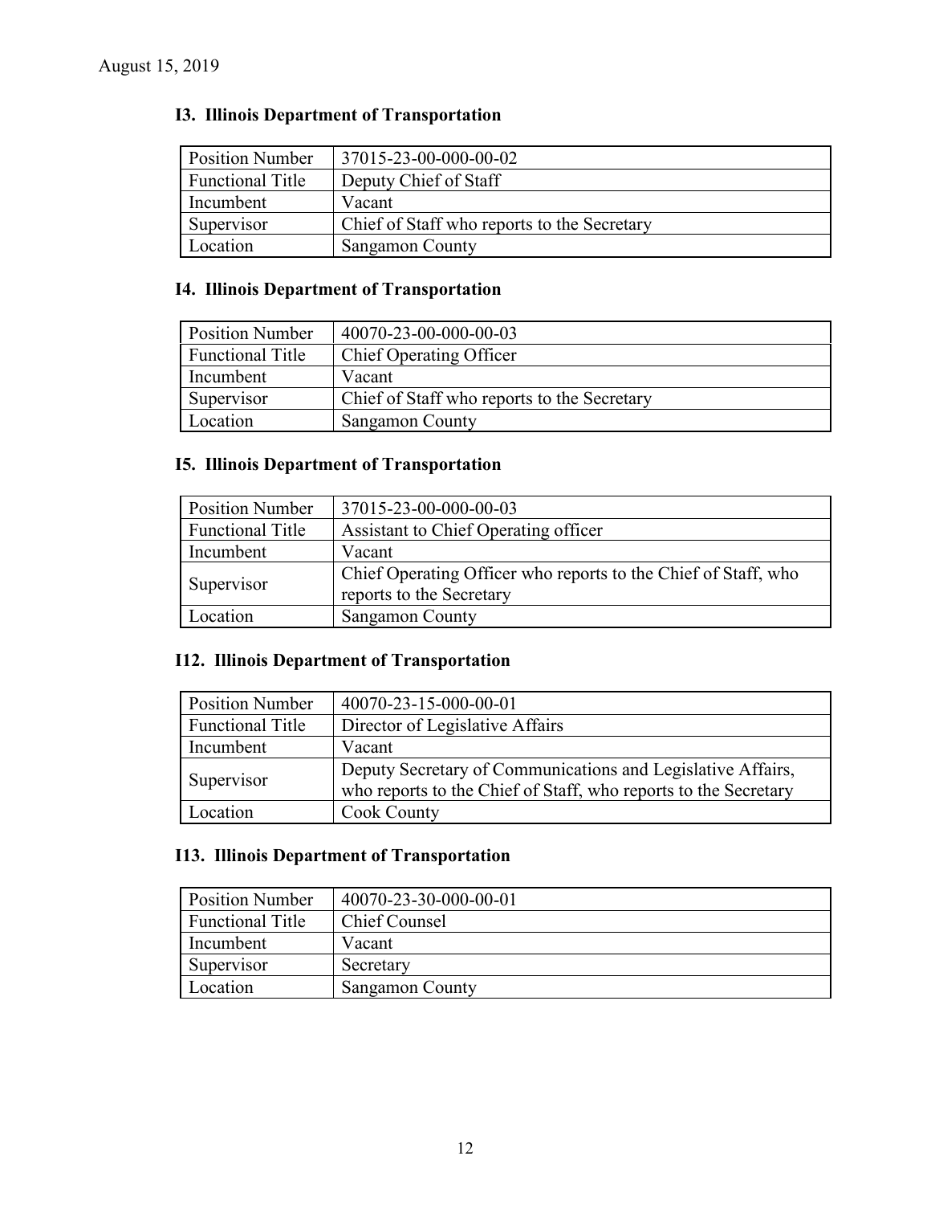August 15, 2019

### I3. Illinois Department of Transportation

| Position Number | 37015-23-00-000-00-02 |
|---|---|
| Functional Title | Deputy Chief of Staff |
| Incumbent | Vacant |
| Supervisor | Chief of Staff who reports to the Secretary |
| Location | Sangamon County |

### I4. Illinois Department of Transportation

| Position Number | 40070-23-00-000-00-03 |
|---|---|
| Functional Title | Chief Operating Officer |
| Incumbent | Vacant |
| Supervisor | Chief of Staff who reports to the Secretary |
| Location | Sangamon County |

### I5. Illinois Department of Transportation

| Position Number | 37015-23-00-000-00-03 |
|---|---|
| Functional Title | Assistant to Chief Operating officer |
| Incumbent | Vacant |
| Supervisor | Chief Operating Officer who reports to the Chief of Staff, who reports to the Secretary |
| Location | Sangamon County |

### I12. Illinois Department of Transportation

| Position Number | 40070-23-15-000-00-01 |
|---|---|
| Functional Title | Director of Legislative Affairs |
| Incumbent | Vacant |
| Supervisor | Deputy Secretary of Communications and Legislative Affairs, who reports to the Chief of Staff, who reports to the Secretary |
| Location | Cook County |

### I13. Illinois Department of Transportation

| Position Number | 40070-23-30-000-00-01 |
|---|---|
| Functional Title | Chief Counsel |
| Incumbent | Vacant |
| Supervisor | Secretary |
| Location | Sangamon County |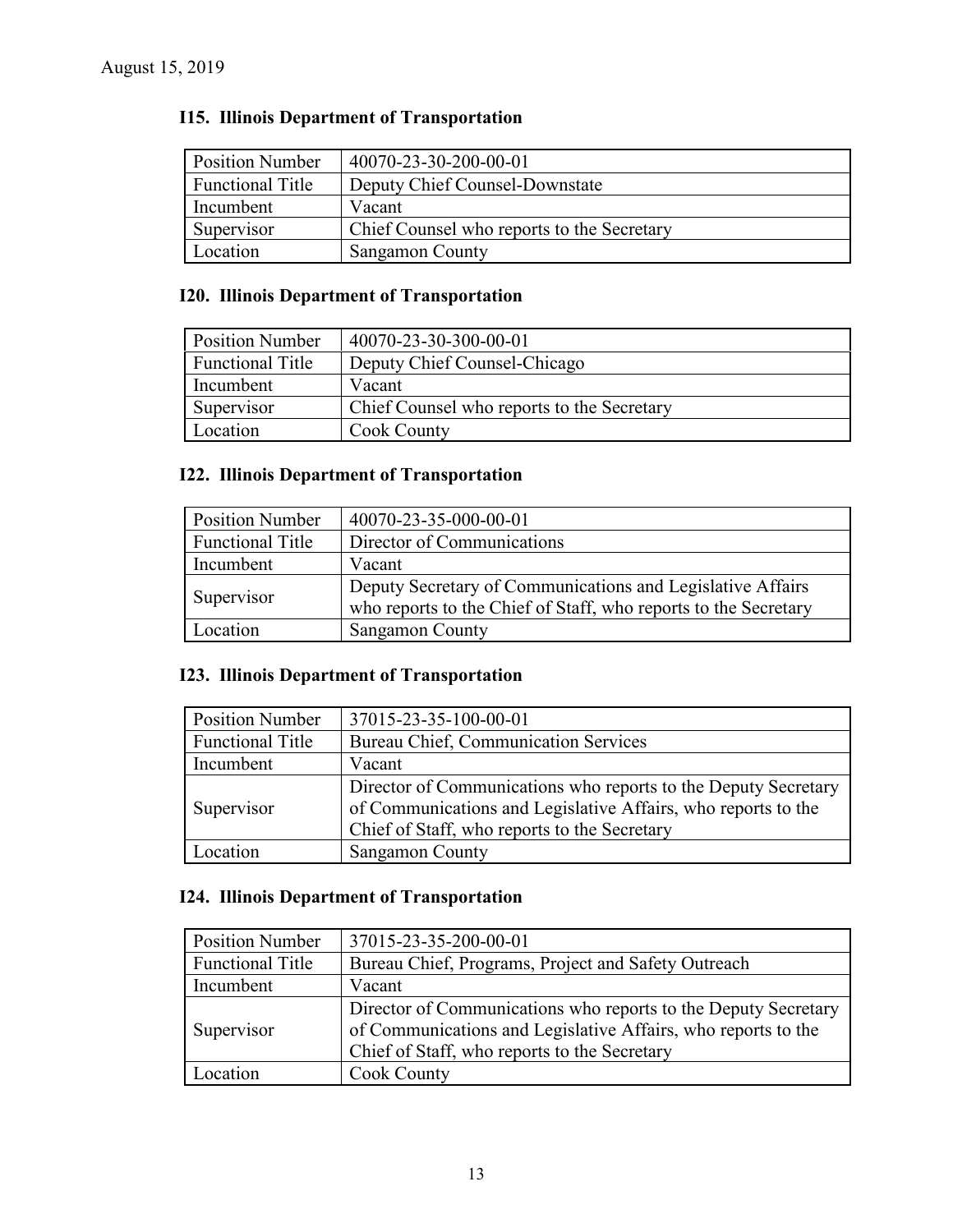August 15, 2019

### I15. Illinois Department of Transportation

| Position Number | 40070-23-30-200-00-01 |
|---|---|
| Functional Title | Deputy Chief Counsel-Downstate |
| Incumbent | Vacant |
| Supervisor | Chief Counsel who reports to the Secretary |
| Location | Sangamon County |

### I20. Illinois Department of Transportation

| Position Number | 40070-23-30-300-00-01 |
|---|---|
| Functional Title | Deputy Chief Counsel-Chicago |
| Incumbent | Vacant |
| Supervisor | Chief Counsel who reports to the Secretary |
| Location | Cook County |

### I22. Illinois Department of Transportation

| Position Number | 40070-23-35-000-00-01 |
|---|---|
| Functional Title | Director of Communications |
| Incumbent | Vacant |
| Supervisor | Deputy Secretary of Communications and Legislative Affairs who reports to the Chief of Staff, who reports to the Secretary |
| Location | Sangamon County |

### I23. Illinois Department of Transportation

| Position Number | 37015-23-35-100-00-01 |
|---|---|
| Functional Title | Bureau Chief, Communication Services |
| Incumbent | Vacant |
| Supervisor | Director of Communications who reports to the Deputy Secretary of Communications and Legislative Affairs, who reports to the Chief of Staff, who reports to the Secretary |
| Location | Sangamon County |

### I24. Illinois Department of Transportation

| Position Number | 37015-23-35-200-00-01 |
|---|---|
| Functional Title | Bureau Chief, Programs, Project and Safety Outreach |
| Incumbent | Vacant |
| Supervisor | Director of Communications who reports to the Deputy Secretary of Communications and Legislative Affairs, who reports to the Chief of Staff, who reports to the Secretary |
| Location | Cook County |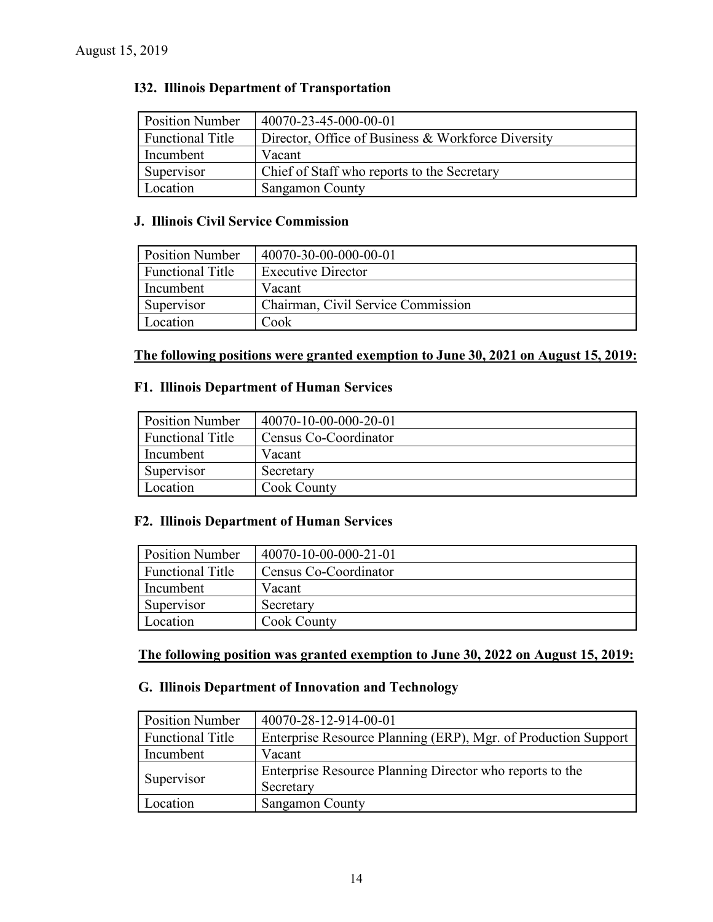### I32. Illinois Department of Transportation

| Position Number | 40070-23-45-000-00-01 |
|---|---|
| Functional Title | Director, Office of Business & Workforce Diversity |
| Incumbent | Vacant |
| Supervisor | Chief of Staff who reports to the Secretary |
| Location | Sangamon County |

### J. Illinois Civil Service Commission

| Position Number | 40070-30-00-000-00-01 |
|---|---|
| Functional Title | Executive Director |
| Incumbent | Vacant |
| Supervisor | Chairman, Civil Service Commission |
| Location | Cook |

**<u>The following positions were granted exemption to June 30, 2021 on August 15, 2019:</u>**

### F1. Illinois Department of Human Services

| Position Number | 40070-10-00-000-20-01 |
|---|---|
| Functional Title | Census Co-Coordinator |
| Incumbent | Vacant |
| Supervisor | Secretary |
| Location | Cook County |

### F2. Illinois Department of Human Services

| Position Number | 40070-10-00-000-21-01 |
|---|---|
| Functional Title | Census Co-Coordinator |
| Incumbent | Vacant |
| Supervisor | Secretary |
| Location | Cook County |

**<u>The following position was granted exemption to June 30, 2022 on August 15, 2019:</u>**

### G. Illinois Department of Innovation and Technology

| Position Number | 40070-28-12-914-00-01 |
|---|---|
| Functional Title | Enterprise Resource Planning (ERP), Mgr. of Production Support |
| Incumbent | Vacant |
| Supervisor | Enterprise Resource Planning Director who reports to the Secretary |
| Location | Sangamon County |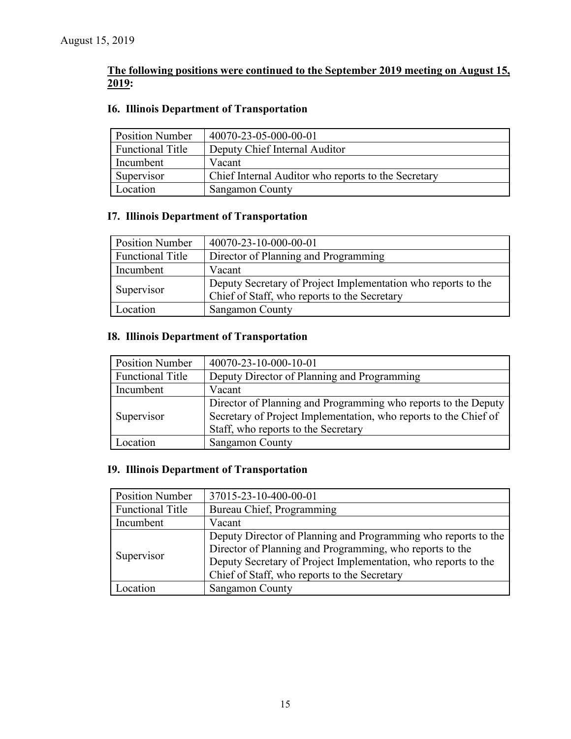August 15, 2019

**<u>The following positions were continued to the September 2019 meeting on August 15, 2019</u>:**

### I6. Illinois Department of Transportation

| Position Number | 40070-23-05-000-00-01 |
|---|---|
| Functional Title | Deputy Chief Internal Auditor |
| Incumbent | Vacant |
| Supervisor | Chief Internal Auditor who reports to the Secretary |
| Location | Sangamon County |

### I7. Illinois Department of Transportation

| Position Number | 40070-23-10-000-00-01 |
|---|---|
| Functional Title | Director of Planning and Programming |
| Incumbent | Vacant |
| Supervisor | Deputy Secretary of Project Implementation who reports to the Chief of Staff, who reports to the Secretary |
| Location | Sangamon County |

### I8. Illinois Department of Transportation

| Position Number | 40070-23-10-000-10-01 |
|---|---|
| Functional Title | Deputy Director of Planning and Programming |
| Incumbent | Vacant |
| Supervisor | Director of Planning and Programming who reports to the Deputy Secretary of Project Implementation, who reports to the Chief of Staff, who reports to the Secretary |
| Location | Sangamon County |

### I9. Illinois Department of Transportation

| Position Number | 37015-23-10-400-00-01 |
|---|---|
| Functional Title | Bureau Chief, Programming |
| Incumbent | Vacant |
| Supervisor | Deputy Director of Planning and Programming who reports to the Director of Planning and Programming, who reports to the Deputy Secretary of Project Implementation, who reports to the Chief of Staff, who reports to the Secretary |
| Location | Sangamon County |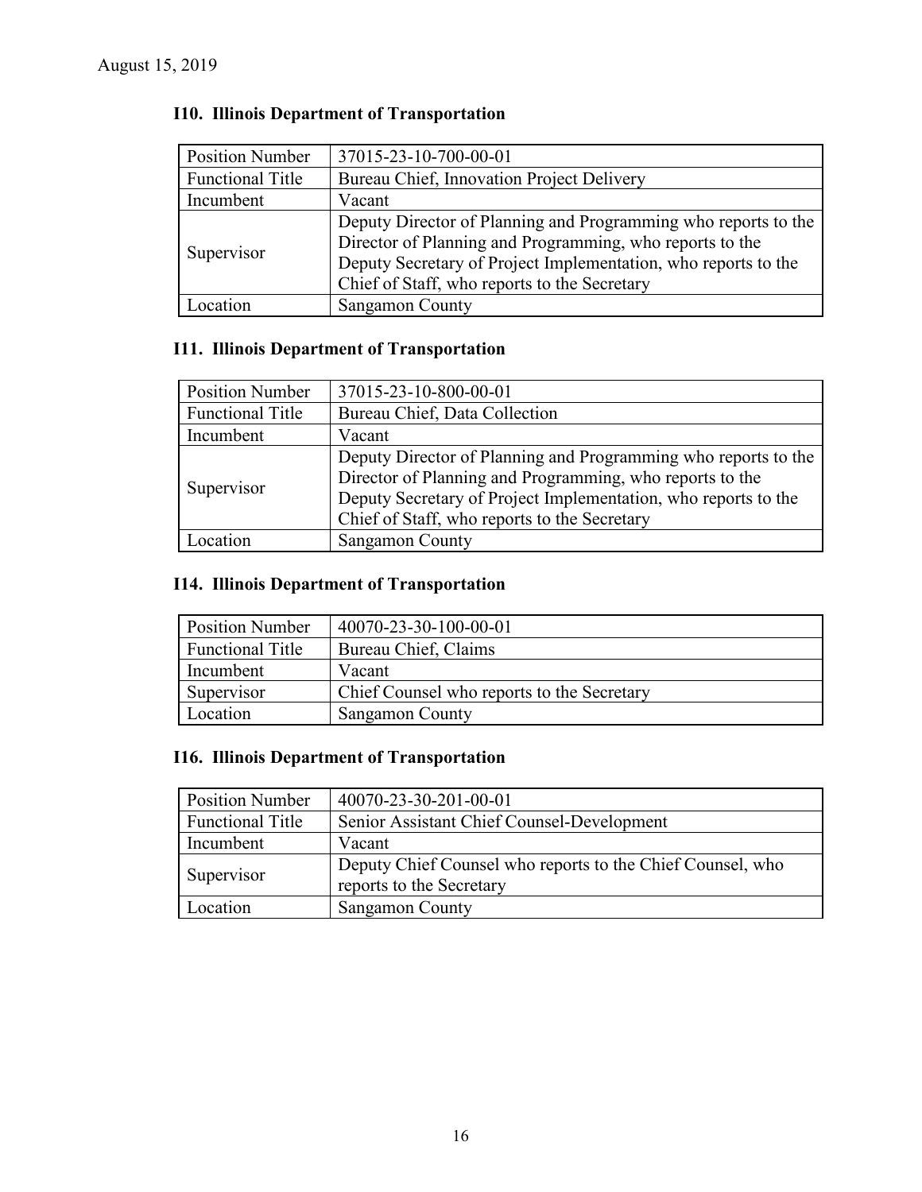August 15, 2019

### I10. Illinois Department of Transportation

| Position Number | 37015-23-10-700-00-01 |
|---|---|
| Functional Title | Bureau Chief, Innovation Project Delivery |
| Incumbent | Vacant |
| Supervisor | Deputy Director of Planning and Programming who reports to the Director of Planning and Programming, who reports to the Deputy Secretary of Project Implementation, who reports to the Chief of Staff, who reports to the Secretary |
| Location | Sangamon County |

### I11. Illinois Department of Transportation

| Position Number | 37015-23-10-800-00-01 |
|---|---|
| Functional Title | Bureau Chief, Data Collection |
| Incumbent | Vacant |
| Supervisor | Deputy Director of Planning and Programming who reports to the Director of Planning and Programming, who reports to the Deputy Secretary of Project Implementation, who reports to the Chief of Staff, who reports to the Secretary |
| Location | Sangamon County |

### I14. Illinois Department of Transportation

| Position Number | 40070-23-30-100-00-01 |
|---|---|
| Functional Title | Bureau Chief, Claims |
| Incumbent | Vacant |
| Supervisor | Chief Counsel who reports to the Secretary |
| Location | Sangamon County |

### I16. Illinois Department of Transportation

| Position Number | 40070-23-30-201-00-01 |
|---|---|
| Functional Title | Senior Assistant Chief Counsel-Development |
| Incumbent | Vacant |
| Supervisor | Deputy Chief Counsel who reports to the Chief Counsel, who reports to the Secretary |
| Location | Sangamon County |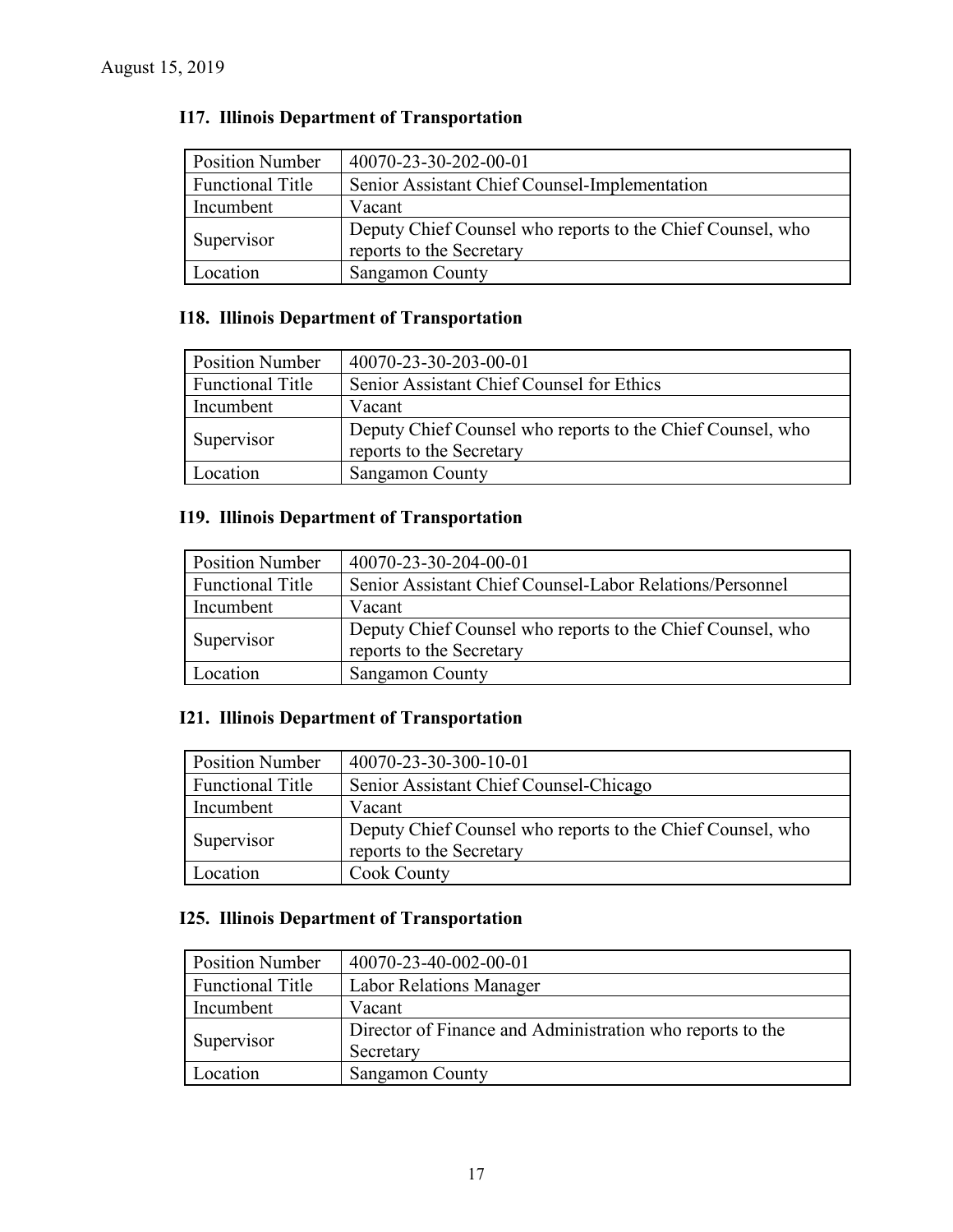### I17. Illinois Department of Transportation

| Position Number | 40070-23-30-202-00-01 |
|---|---|
| Functional Title | Senior Assistant Chief Counsel-Implementation |
| Incumbent | Vacant |
| Supervisor | Deputy Chief Counsel who reports to the Chief Counsel, who reports to the Secretary |
| Location | Sangamon County |

### I18. Illinois Department of Transportation

| Position Number | 40070-23-30-203-00-01 |
|---|---|
| Functional Title | Senior Assistant Chief Counsel for Ethics |
| Incumbent | Vacant |
| Supervisor | Deputy Chief Counsel who reports to the Chief Counsel, who reports to the Secretary |
| Location | Sangamon County |

### I19. Illinois Department of Transportation

| Position Number | 40070-23-30-204-00-01 |
|---|---|
| Functional Title | Senior Assistant Chief Counsel-Labor Relations/Personnel |
| Incumbent | Vacant |
| Supervisor | Deputy Chief Counsel who reports to the Chief Counsel, who reports to the Secretary |
| Location | Sangamon County |

### I21. Illinois Department of Transportation

| Position Number | 40070-23-30-300-10-01 |
|---|---|
| Functional Title | Senior Assistant Chief Counsel-Chicago |
| Incumbent | Vacant |
| Supervisor | Deputy Chief Counsel who reports to the Chief Counsel, who reports to the Secretary |
| Location | Cook County |

### I25. Illinois Department of Transportation

| Position Number | 40070-23-40-002-00-01 |
|---|---|
| Functional Title | Labor Relations Manager |
| Incumbent | Vacant |
| Supervisor | Director of Finance and Administration who reports to the Secretary |
| Location | Sangamon County |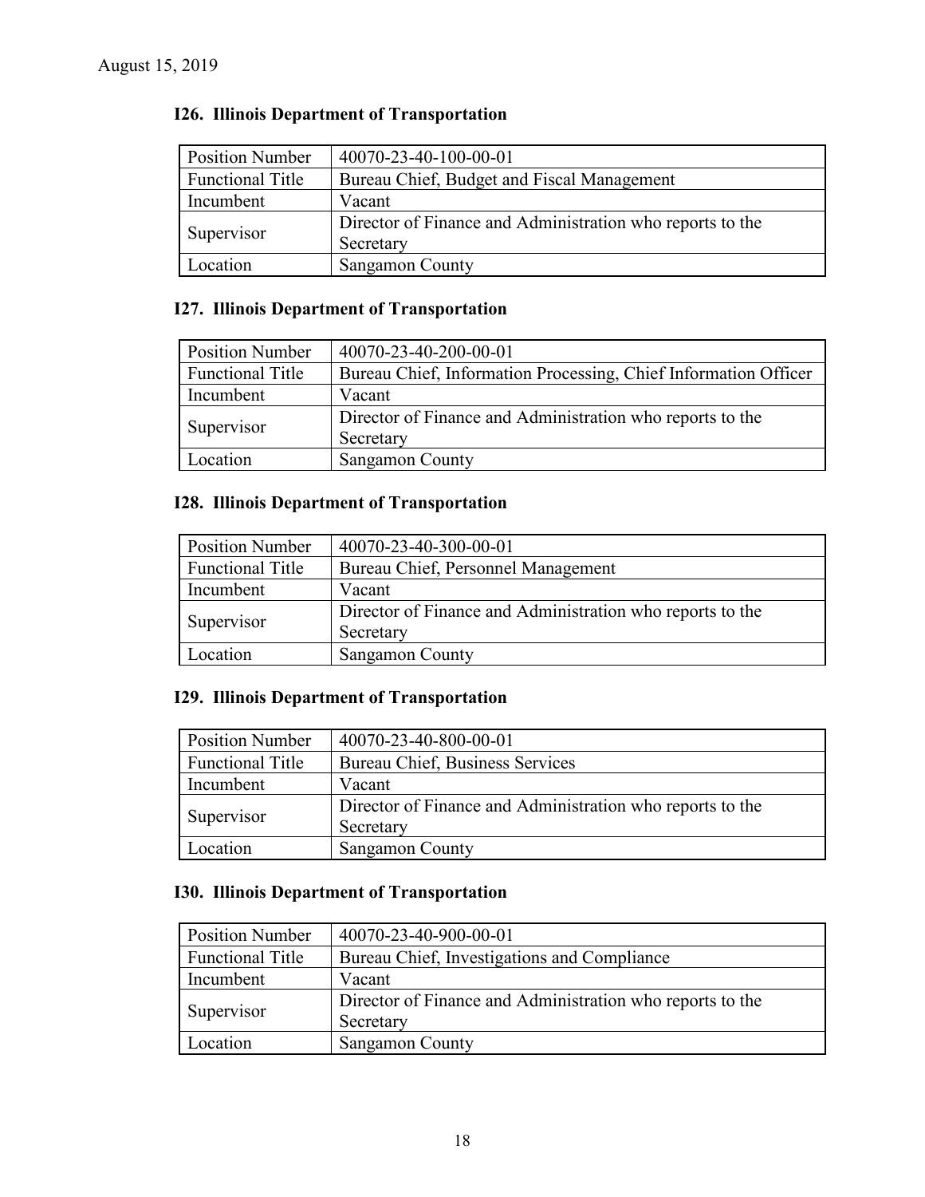August 15, 2019

### I26. Illinois Department of Transportation

| Position Number | 40070-23-40-100-00-01 |
|---|---|
| Functional Title | Bureau Chief, Budget and Fiscal Management |
| Incumbent | Vacant |
| Supervisor | Director of Finance and Administration who reports to the Secretary |
| Location | Sangamon County |

### I27. Illinois Department of Transportation

| Position Number | 40070-23-40-200-00-01 |
|---|---|
| Functional Title | Bureau Chief, Information Processing, Chief Information Officer |
| Incumbent | Vacant |
| Supervisor | Director of Finance and Administration who reports to the Secretary |
| Location | Sangamon County |

### I28. Illinois Department of Transportation

| Position Number | 40070-23-40-300-00-01 |
|---|---|
| Functional Title | Bureau Chief, Personnel Management |
| Incumbent | Vacant |
| Supervisor | Director of Finance and Administration who reports to the Secretary |
| Location | Sangamon County |

### I29. Illinois Department of Transportation

| Position Number | 40070-23-40-800-00-01 |
|---|---|
| Functional Title | Bureau Chief, Business Services |
| Incumbent | Vacant |
| Supervisor | Director of Finance and Administration who reports to the Secretary |
| Location | Sangamon County |

### I30. Illinois Department of Transportation

| Position Number | 40070-23-40-900-00-01 |
|---|---|
| Functional Title | Bureau Chief, Investigations and Compliance |
| Incumbent | Vacant |
| Supervisor | Director of Finance and Administration who reports to the Secretary |
| Location | Sangamon County |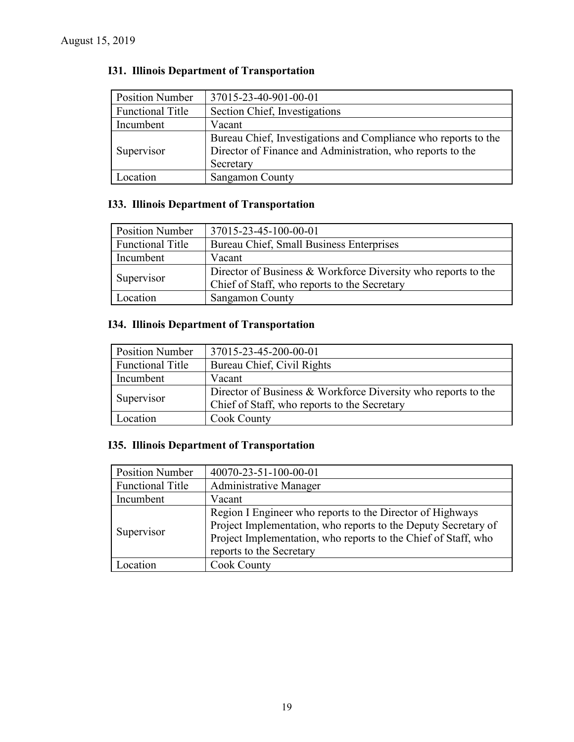August 15, 2019

### I31. Illinois Department of Transportation

| Position Number | 37015-23-40-901-00-01 |
|---|---|
| Functional Title | Section Chief, Investigations |
| Incumbent | Vacant |
| Supervisor | Bureau Chief, Investigations and Compliance who reports to the Director of Finance and Administration, who reports to the Secretary |
| Location | Sangamon County |

### I33. Illinois Department of Transportation

| Position Number | 37015-23-45-100-00-01 |
|---|---|
| Functional Title | Bureau Chief, Small Business Enterprises |
| Incumbent | Vacant |
| Supervisor | Director of Business & Workforce Diversity who reports to the Chief of Staff, who reports to the Secretary |
| Location | Sangamon County |

### I34. Illinois Department of Transportation

| Position Number | 37015-23-45-200-00-01 |
|---|---|
| Functional Title | Bureau Chief, Civil Rights |
| Incumbent | Vacant |
| Supervisor | Director of Business & Workforce Diversity who reports to the Chief of Staff, who reports to the Secretary |
| Location | Cook County |

### I35. Illinois Department of Transportation

| Position Number | 40070-23-51-100-00-01 |
|---|---|
| Functional Title | Administrative Manager |
| Incumbent | Vacant |
| Supervisor | Region I Engineer who reports to the Director of Highways Project Implementation, who reports to the Deputy Secretary of Project Implementation, who reports to the Chief of Staff, who reports to the Secretary |
| Location | Cook County |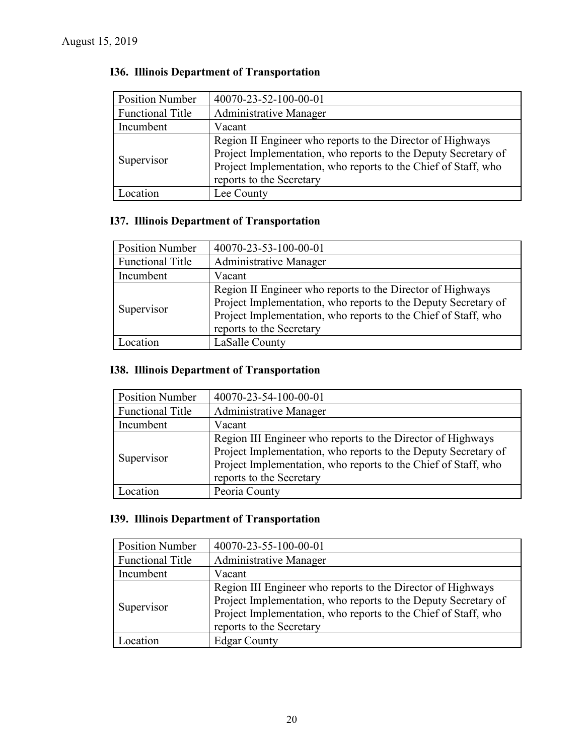August 15, 2019

### I36. Illinois Department of Transportation

| Position Number | 40070-23-52-100-00-01 |
|---|---|
| Functional Title | Administrative Manager |
| Incumbent | Vacant |
| Supervisor | Region II Engineer who reports to the Director of Highways Project Implementation, who reports to the Deputy Secretary of Project Implementation, who reports to the Chief of Staff, who reports to the Secretary |
| Location | Lee County |

### I37. Illinois Department of Transportation

| Position Number | 40070-23-53-100-00-01 |
|---|---|
| Functional Title | Administrative Manager |
| Incumbent | Vacant |
| Supervisor | Region II Engineer who reports to the Director of Highways Project Implementation, who reports to the Deputy Secretary of Project Implementation, who reports to the Chief of Staff, who reports to the Secretary |
| Location | LaSalle County |

### I38. Illinois Department of Transportation

| Position Number | 40070-23-54-100-00-01 |
|---|---|
| Functional Title | Administrative Manager |
| Incumbent | Vacant |
| Supervisor | Region III Engineer who reports to the Director of Highways Project Implementation, who reports to the Deputy Secretary of Project Implementation, who reports to the Chief of Staff, who reports to the Secretary |
| Location | Peoria County |

### I39. Illinois Department of Transportation

| Position Number | 40070-23-55-100-00-01 |
|---|---|
| Functional Title | Administrative Manager |
| Incumbent | Vacant |
| Supervisor | Region III Engineer who reports to the Director of Highways Project Implementation, who reports to the Deputy Secretary of Project Implementation, who reports to the Chief of Staff, who reports to the Secretary |
| Location | Edgar County |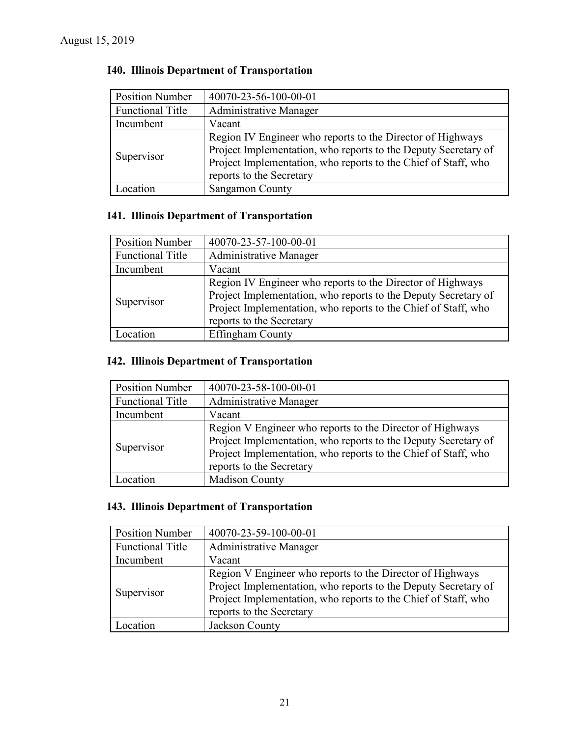August 15, 2019

### I40. Illinois Department of Transportation

| Position Number | 40070-23-56-100-00-01 |
|---|---|
| Functional Title | Administrative Manager |
| Incumbent | Vacant |
| Supervisor | Region IV Engineer who reports to the Director of Highways Project Implementation, who reports to the Deputy Secretary of Project Implementation, who reports to the Chief of Staff, who reports to the Secretary |
| Location | Sangamon County |

### I41. Illinois Department of Transportation

| Position Number | 40070-23-57-100-00-01 |
|---|---|
| Functional Title | Administrative Manager |
| Incumbent | Vacant |
| Supervisor | Region IV Engineer who reports to the Director of Highways Project Implementation, who reports to the Deputy Secretary of Project Implementation, who reports to the Chief of Staff, who reports to the Secretary |
| Location | Effingham County |

### I42. Illinois Department of Transportation

| Position Number | 40070-23-58-100-00-01 |
|---|---|
| Functional Title | Administrative Manager |
| Incumbent | Vacant |
| Supervisor | Region V Engineer who reports to the Director of Highways Project Implementation, who reports to the Deputy Secretary of Project Implementation, who reports to the Chief of Staff, who reports to the Secretary |
| Location | Madison County |

### I43. Illinois Department of Transportation

| Position Number | 40070-23-59-100-00-01 |
|---|---|
| Functional Title | Administrative Manager |
| Incumbent | Vacant |
| Supervisor | Region V Engineer who reports to the Director of Highways Project Implementation, who reports to the Deputy Secretary of Project Implementation, who reports to the Chief of Staff, who reports to the Secretary |
| Location | Jackson County |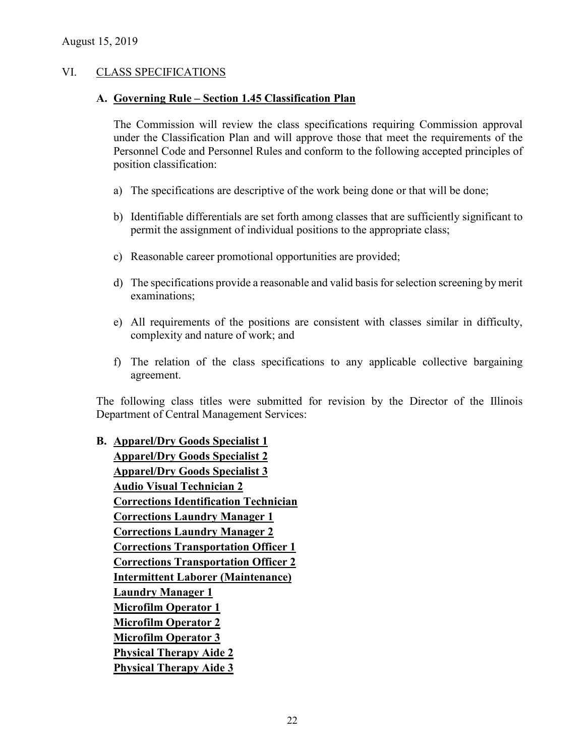August 15, 2019

## VI. CLASS SPECIFICATIONS

### A. Governing Rule – Section 1.45 Classification Plan

The Commission will review the class specifications requiring Commission approval under the Classification Plan and will approve those that meet the requirements of the Personnel Code and Personnel Rules and conform to the following accepted principles of position classification:

a) The specifications are descriptive of the work being done or that will be done;

b) Identifiable differentials are set forth among classes that are sufficiently significant to permit the assignment of individual positions to the appropriate class;

c) Reasonable career promotional opportunities are provided;

d) The specifications provide a reasonable and valid basis for selection screening by merit examinations;

e) All requirements of the positions are consistent with classes similar in difficulty, complexity and nature of work; and

f) The relation of the class specifications to any applicable collective bargaining agreement.

The following class titles were submitted for revision by the Director of the Illinois Department of Central Management Services:

### B. Apparel/Dry Goods Specialist 1
**Apparel/Dry Goods Specialist 2**
**Apparel/Dry Goods Specialist 3**
**Audio Visual Technician 2**
**Corrections Identification Technician**
**Corrections Laundry Manager 1**
**Corrections Laundry Manager 2**
**Corrections Transportation Officer 1**
**Corrections Transportation Officer 2**
**Intermittent Laborer (Maintenance)**
**Laundry Manager 1**
**Microfilm Operator 1**
**Microfilm Operator 2**
**Microfilm Operator 3**
**Physical Therapy Aide 2**
**Physical Therapy Aide 3**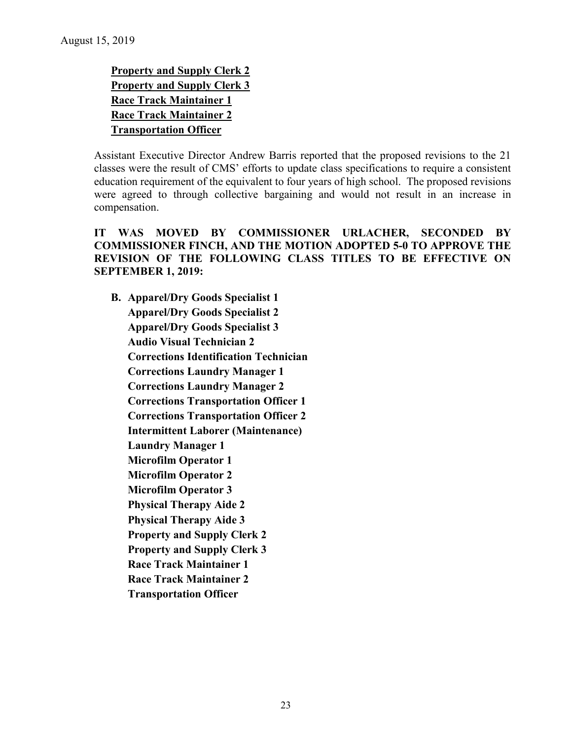**Property and Supply Clerk 2**
**Property and Supply Clerk 3**
**Race Track Maintainer 1**
**Race Track Maintainer 2**
**Transportation Officer**

Assistant Executive Director Andrew Barris reported that the proposed revisions to the 21 classes were the result of CMS' efforts to update class specifications to require a consistent education requirement of the equivalent to four years of high school. The proposed revisions were agreed to through collective bargaining and would not result in an increase in compensation.

**IT WAS MOVED BY COMMISSIONER URLACHER, SECONDED BY COMMISSIONER FINCH, AND THE MOTION ADOPTED 5-0 TO APPROVE THE REVISION OF THE FOLLOWING CLASS TITLES TO BE EFFECTIVE ON SEPTEMBER 1, 2019:**

**B. Apparel/Dry Goods Specialist 1**
**Apparel/Dry Goods Specialist 2**
**Apparel/Dry Goods Specialist 3**
**Audio Visual Technician 2**
**Corrections Identification Technician**
**Corrections Laundry Manager 1**
**Corrections Laundry Manager 2**
**Corrections Transportation Officer 1**
**Corrections Transportation Officer 2**
**Intermittent Laborer (Maintenance)**
**Laundry Manager 1**
**Microfilm Operator 1**
**Microfilm Operator 2**
**Microfilm Operator 3**
**Physical Therapy Aide 2**
**Physical Therapy Aide 3**
**Property and Supply Clerk 2**
**Property and Supply Clerk 3**
**Race Track Maintainer 1**
**Race Track Maintainer 2**
**Transportation Officer**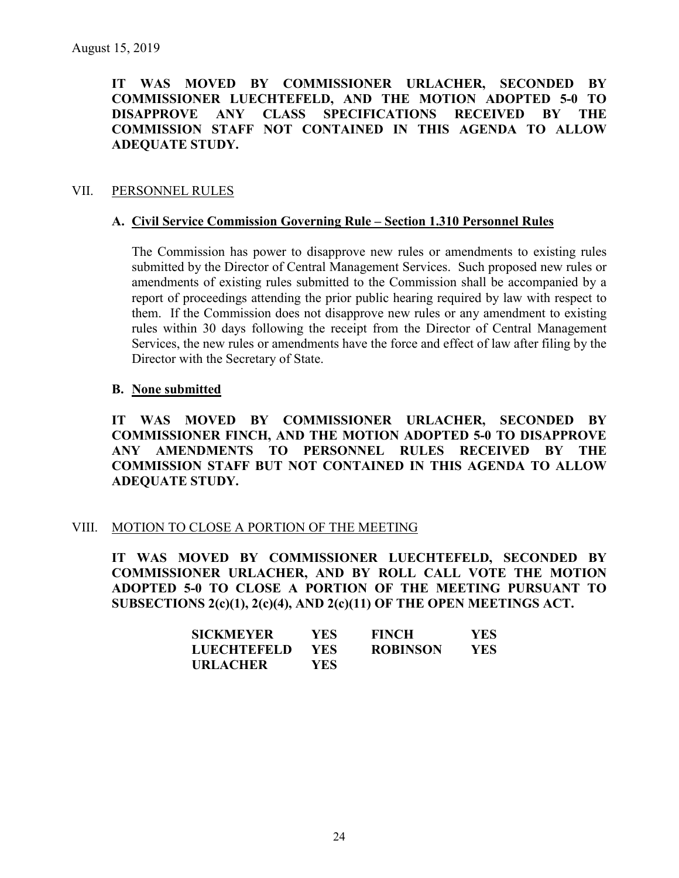**IT WAS MOVED BY COMMISSIONER URLACHER, SECONDED BY COMMISSIONER LUECHTEFELD, AND THE MOTION ADOPTED 5-0 TO DISAPPROVE ANY CLASS SPECIFICATIONS RECEIVED BY THE COMMISSION STAFF NOT CONTAINED IN THIS AGENDA TO ALLOW ADEQUATE STUDY.**

## VII. PERSONNEL RULES

### A. Civil Service Commission Governing Rule – Section 1.310 Personnel Rules

The Commission has power to disapprove new rules or amendments to existing rules submitted by the Director of Central Management Services. Such proposed new rules or amendments of existing rules submitted to the Commission shall be accompanied by a report of proceedings attending the prior public hearing required by law with respect to them. If the Commission does not disapprove new rules or any amendment to existing rules within 30 days following the receipt from the Director of Central Management Services, the new rules or amendments have the force and effect of law after filing by the Director with the Secretary of State.

### B. None submitted

**IT WAS MOVED BY COMMISSIONER URLACHER, SECONDED BY COMMISSIONER FINCH, AND THE MOTION ADOPTED 5-0 TO DISAPPROVE ANY AMENDMENTS TO PERSONNEL RULES RECEIVED BY THE COMMISSION STAFF BUT NOT CONTAINED IN THIS AGENDA TO ALLOW ADEQUATE STUDY.**

## VIII. MOTION TO CLOSE A PORTION OF THE MEETING

**IT WAS MOVED BY COMMISSIONER LUECHTEFELD, SECONDED BY COMMISSIONER URLACHER, AND BY ROLL CALL VOTE THE MOTION ADOPTED 5-0 TO CLOSE A PORTION OF THE MEETING PURSUANT TO SUBSECTIONS 2(c)(1), 2(c)(4), AND 2(c)(11) OF THE OPEN MEETINGS ACT.**

| | | | |
|---|---|---|---|
| **SICKMEYER** | **YES** | **FINCH** | **YES** |
| **LUECHTEFELD** | **YES** | **ROBINSON** | **YES** |
| **URLACHER** | **YES** | | |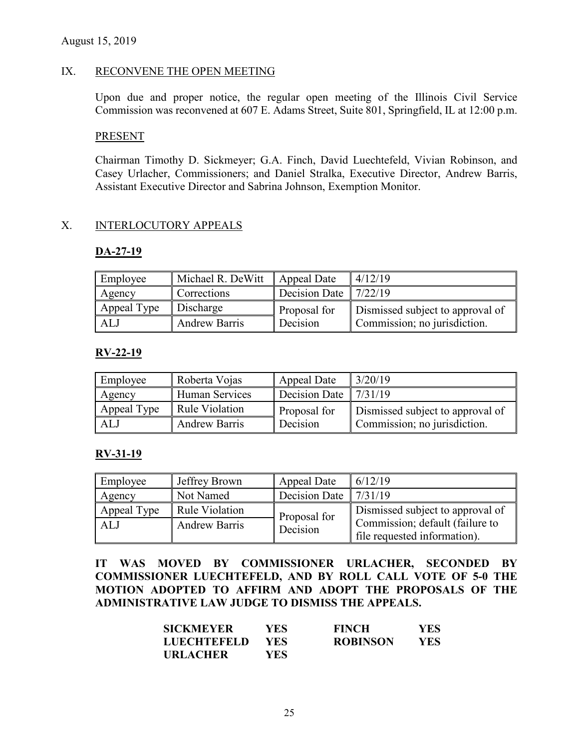August 15, 2019

## IX. RECONVENE THE OPEN MEETING

Upon due and proper notice, the regular open meeting of the Illinois Civil Service Commission was reconvened at 607 E. Adams Street, Suite 801, Springfield, IL at 12:00 p.m.

### PRESENT

Chairman Timothy D. Sickmeyer; G.A. Finch, David Luechtefeld, Vivian Robinson, and Casey Urlacher, Commissioners; and Daniel Stralka, Executive Director, Andrew Barris, Assistant Executive Director and Sabrina Johnson, Exemption Monitor.

## X. INTERLOCUTORY APPEALS

### DA-27-19

| Employee | Michael R. DeWitt | Appeal Date | 4/12/19 |
|---|---|---|---|
| Agency | Corrections | Decision Date | 7/22/19 |
| Appeal Type | Discharge | Proposal for Decision | Dismissed subject to approval of Commission; no jurisdiction. |
| ALJ | Andrew Barris | | |

### RV-22-19

| Employee | Roberta Vojas | Appeal Date | 3/20/19 |
|---|---|---|---|
| Agency | Human Services | Decision Date | 7/31/19 |
| Appeal Type | Rule Violation | Proposal for Decision | Dismissed subject to approval of Commission; no jurisdiction. |
| ALJ | Andrew Barris | | |

### RV-31-19

| Employee | Jeffrey Brown | Appeal Date | 6/12/19 |
|---|---|---|---|
| Agency | Not Named | Decision Date | 7/31/19 |
| Appeal Type | Rule Violation | Proposal for Decision | Dismissed subject to approval of Commission; default (failure to file requested information). |
| ALJ | Andrew Barris | | |

**IT WAS MOVED BY COMMISSIONER URLACHER, SECONDED BY COMMISSIONER LUECHTEFELD, AND BY ROLL CALL VOTE OF 5-0 THE MOTION ADOPTED TO AFFIRM AND ADOPT THE PROPOSALS OF THE ADMINISTRATIVE LAW JUDGE TO DISMISS THE APPEALS.**

| | | | |
|---|---|---|---|
| **SICKMEYER** | **YES** | **FINCH** | **YES** |
| **LUECHTEFELD** | **YES** | **ROBINSON** | **YES** |
| **URLACHER** | **YES** | | |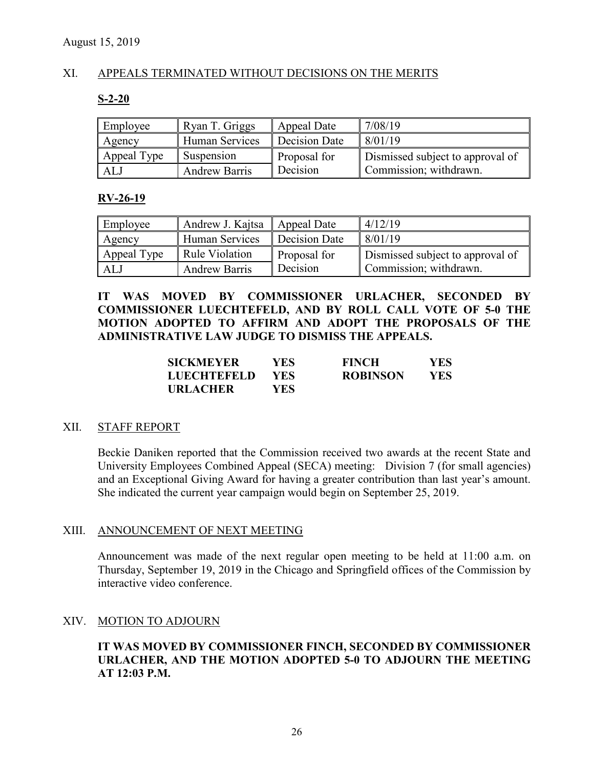August 15, 2019

## XI. APPEALS TERMINATED WITHOUT DECISIONS ON THE MERITS

**S-2-20**

| Employee | Ryan T. Griggs | Appeal Date | 7/08/19 |
|---|---|---|---|
| Agency | Human Services | Decision Date | 8/01/19 |
| Appeal Type | Suspension | Proposal for Decision | Dismissed subject to approval of Commission; withdrawn. |
| ALJ | Andrew Barris | | |

**RV-26-19**

| Employee | Andrew J. Kajtsa | Appeal Date | 4/12/19 |
|---|---|---|---|
| Agency | Human Services | Decision Date | 8/01/19 |
| Appeal Type | Rule Violation | Proposal for Decision | Dismissed subject to approval of Commission; withdrawn. |
| ALJ | Andrew Barris | | |

**IT WAS MOVED BY COMMISSIONER URLACHER, SECONDED BY COMMISSIONER LUECHTEFELD, AND BY ROLL CALL VOTE OF 5-0 THE MOTION ADOPTED TO AFFIRM AND ADOPT THE PROPOSALS OF THE ADMINISTRATIVE LAW JUDGE TO DISMISS THE APPEALS.**

| | | | |
|---|---|---|---|
| **SICKMEYER** | **YES** | **FINCH** | **YES** |
| **LUECHTEFELD** | **YES** | **ROBINSON** | **YES** |
| **URLACHER** | **YES** | | |

## XII. STAFF REPORT

Beckie Daniken reported that the Commission received two awards at the recent State and University Employees Combined Appeal (SECA) meeting: Division 7 (for small agencies) and an Exceptional Giving Award for having a greater contribution than last year's amount. She indicated the current year campaign would begin on September 25, 2019.

## XIII. ANNOUNCEMENT OF NEXT MEETING

Announcement was made of the next regular open meeting to be held at 11:00 a.m. on Thursday, September 19, 2019 in the Chicago and Springfield offices of the Commission by interactive video conference.

## XIV. MOTION TO ADJOURN

**IT WAS MOVED BY COMMISSIONER FINCH, SECONDED BY COMMISSIONER URLACHER, AND THE MOTION ADOPTED 5-0 TO ADJOURN THE MEETING AT 12:03 P.M.**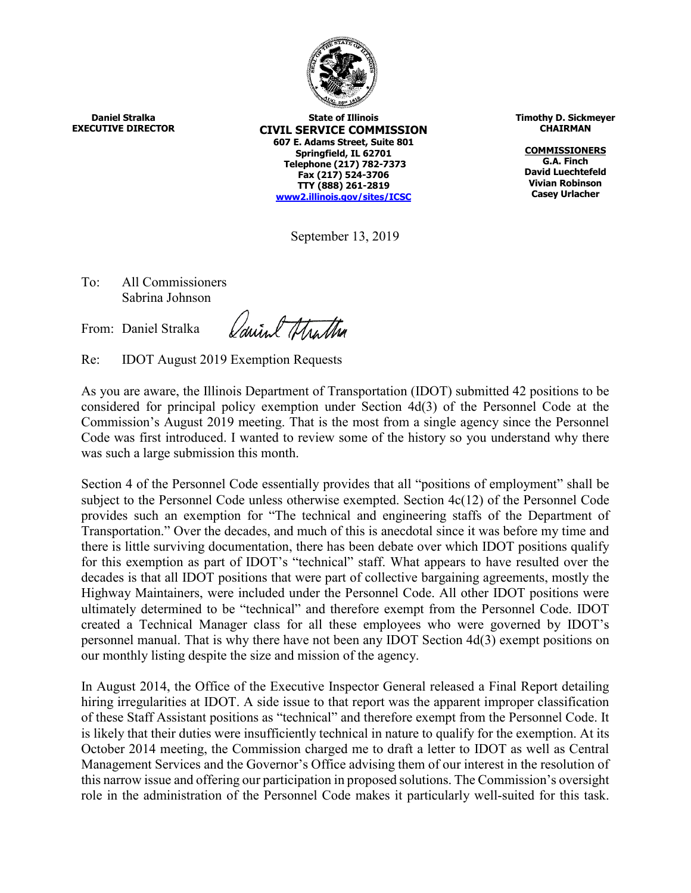**Daniel Stralka**
**EXECUTIVE DIRECTOR**

**State of Illinois**
**CIVIL SERVICE COMMISSION**
**607 E. Adams Street, Suite 801**
**Springfield, IL 62701**
**Telephone (217) 782-7373**
**Fax (217) 524-3706**
**TTY (888) 261-2819**
**www2.illinois.gov/sites/ICSC**

**Timothy D. Sickmeyer**
**CHAIRMAN**

**COMMISSIONERS**
**G.A. Finch**
**David Luechtefeld**
**Vivian Robinson**
**Casey Urlacher**

September 13, 2019

To: All Commissioners
Sabrina Johnson

From: Daniel Stralka

Re: IDOT August 2019 Exemption Requests

As you are aware, the Illinois Department of Transportation (IDOT) submitted 42 positions to be considered for principal policy exemption under Section 4d(3) of the Personnel Code at the Commission's August 2019 meeting. That is the most from a single agency since the Personnel Code was first introduced. I wanted to review some of the history so you understand why there was such a large submission this month.

Section 4 of the Personnel Code essentially provides that all "positions of employment" shall be subject to the Personnel Code unless otherwise exempted. Section 4c(12) of the Personnel Code provides such an exemption for "The technical and engineering staffs of the Department of Transportation." Over the decades, and much of this is anecdotal since it was before my time and there is little surviving documentation, there has been debate over which IDOT positions qualify for this exemption as part of IDOT's "technical" staff. What appears to have resulted over the decades is that all IDOT positions that were part of collective bargaining agreements, mostly the Highway Maintainers, were included under the Personnel Code. All other IDOT positions were ultimately determined to be "technical" and therefore exempt from the Personnel Code. IDOT created a Technical Manager class for all these employees who were governed by IDOT's personnel manual. That is why there have not been any IDOT Section 4d(3) exempt positions on our monthly listing despite the size and mission of the agency.

In August 2014, the Office of the Executive Inspector General released a Final Report detailing hiring irregularities at IDOT. A side issue to that report was the apparent improper classification of these Staff Assistant positions as "technical" and therefore exempt from the Personnel Code. It is likely that their duties were insufficiently technical in nature to qualify for the exemption. At its October 2014 meeting, the Commission charged me to draft a letter to IDOT as well as Central Management Services and the Governor's Office advising them of our interest in the resolution of this narrow issue and offering our participation in proposed solutions. The Commission's oversight role in the administration of the Personnel Code makes it particularly well-suited for this task.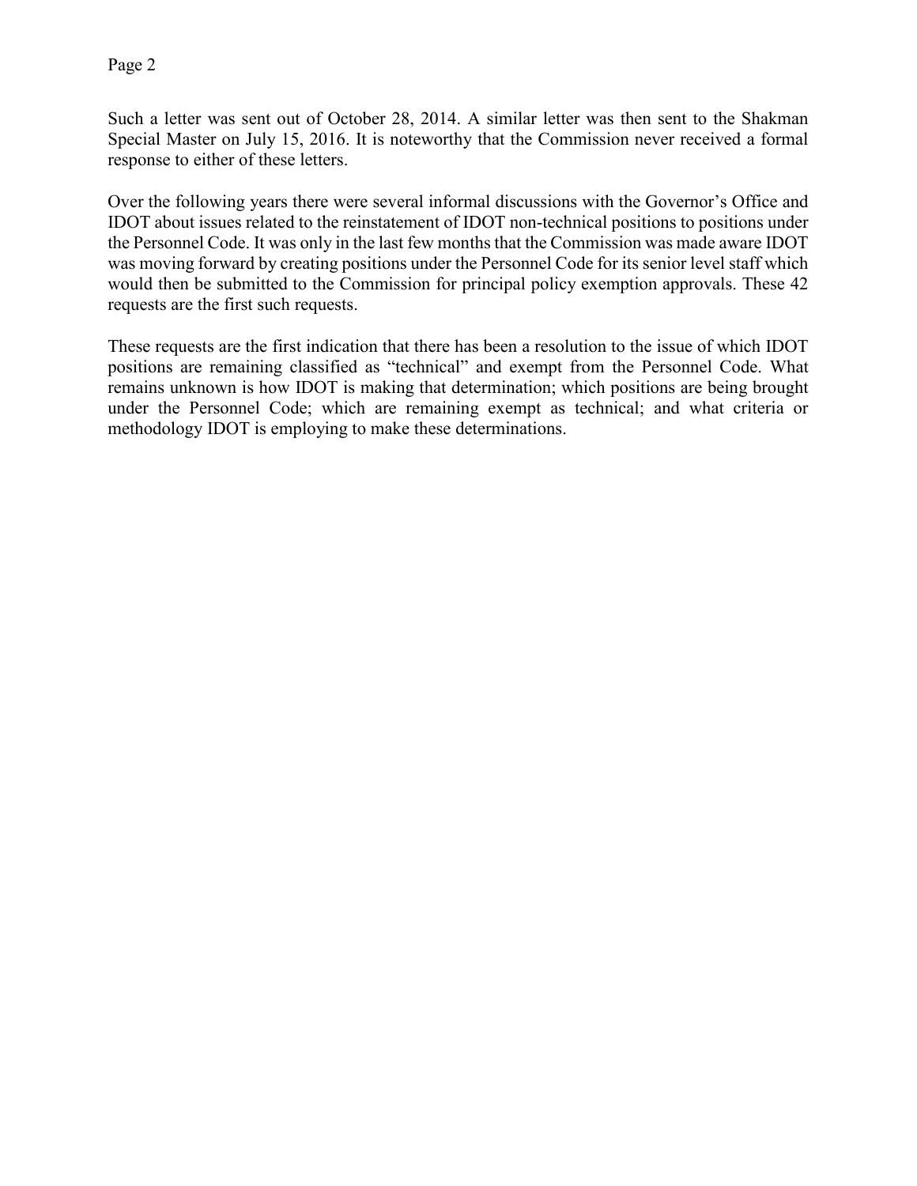Such a letter was sent out of October 28, 2014. A similar letter was then sent to the Shakman Special Master on July 15, 2016. It is noteworthy that the Commission never received a formal response to either of these letters.

Over the following years there were several informal discussions with the Governor's Office and IDOT about issues related to the reinstatement of IDOT non-technical positions to positions under the Personnel Code. It was only in the last few months that the Commission was made aware IDOT was moving forward by creating positions under the Personnel Code for its senior level staff which would then be submitted to the Commission for principal policy exemption approvals. These 42 requests are the first such requests.

These requests are the first indication that there has been a resolution to the issue of which IDOT positions are remaining classified as "technical" and exempt from the Personnel Code. What remains unknown is how IDOT is making that determination; which positions are being brought under the Personnel Code; which are remaining exempt as technical; and what criteria or methodology IDOT is employing to make these determinations.